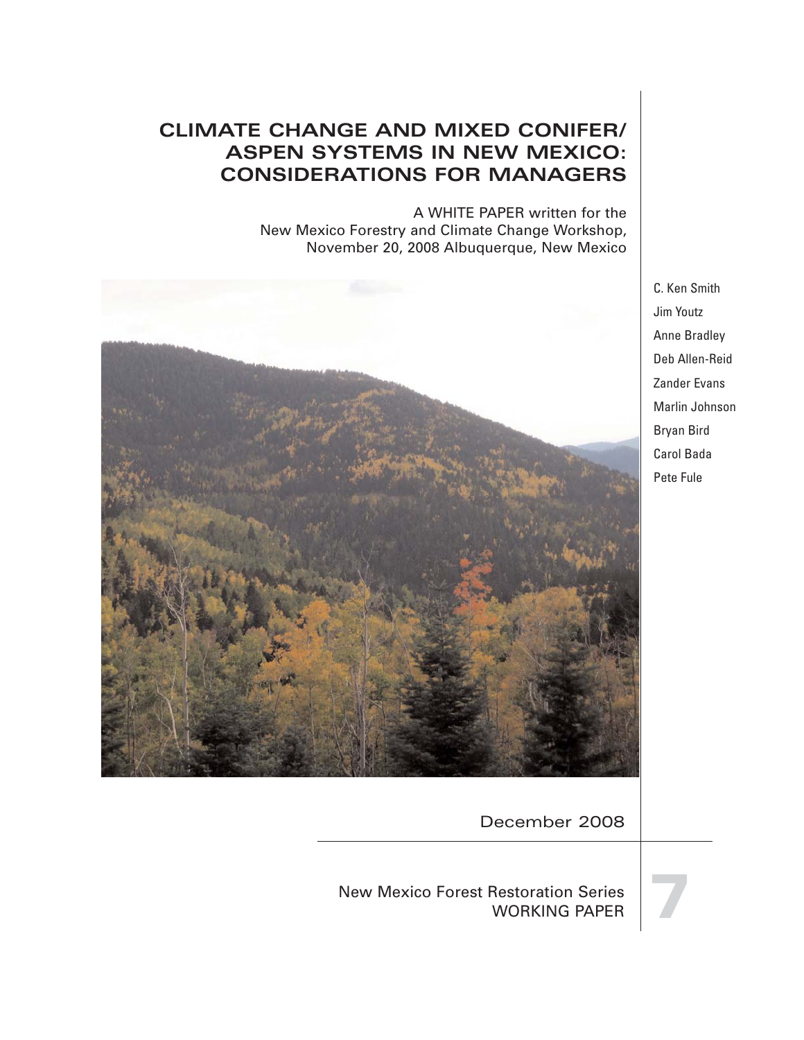# CLIMATE CHANGE AND MIXED CONIFER/ ASPEN SYSTEMS IN NEW MEXICO: CONSIDERATIONS FOR MANAGERS

A WHITE PAPER written for the New Mexico Forestry and Climate Change Workshop, November 20, 2008 Albuquerque, New Mexico

C. Ken Smith
Jim Youtz
Anne Bradley
Deb Allen-Reid
Zander Evans
Marlin Johnson
Bryan Bird
Carol Bada
Pete Fule

December 2008

New Mexico Forest Restoration Series
WORKING PAPER

7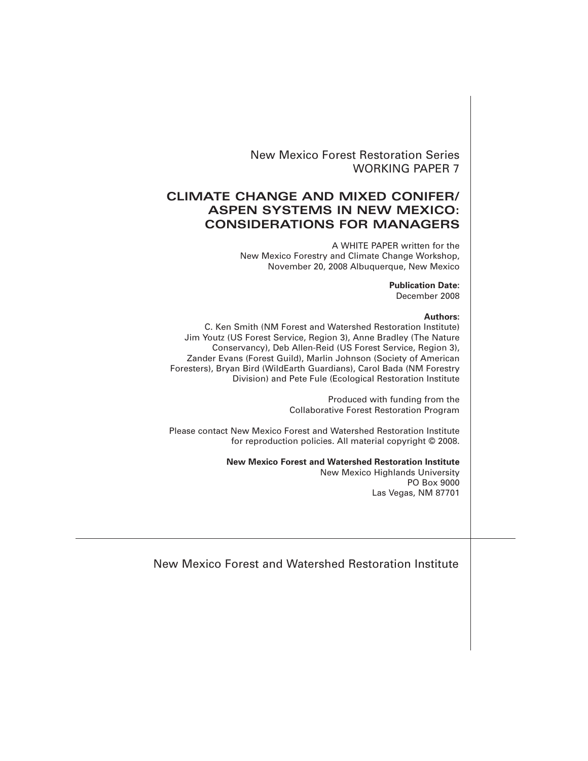New Mexico Forest Restoration Series
WORKING PAPER 7

# CLIMATE CHANGE AND MIXED CONIFER/ ASPEN SYSTEMS IN NEW MEXICO: CONSIDERATIONS FOR MANAGERS

A WHITE PAPER written for the
New Mexico Forestry and Climate Change Workshop,
November 20, 2008 Albuquerque, New Mexico

**Publication Date:**
December 2008

**Authors:**
C. Ken Smith (NM Forest and Watershed Restoration Institute)
Jim Youtz (US Forest Service, Region 3), Anne Bradley (The Nature Conservancy), Deb Allen-Reid (US Forest Service, Region 3), Zander Evans (Forest Guild), Marlin Johnson (Society of American Foresters), Bryan Bird (WildEarth Guardians), Carol Bada (NM Forestry Division) and Pete Fule (Ecological Restoration Institute

Produced with funding from the
Collaborative Forest Restoration Program

Please contact New Mexico Forest and Watershed Restoration Institute for reproduction policies. All material copyright © 2008.

**New Mexico Forest and Watershed Restoration Institute**
New Mexico Highlands University
PO Box 9000
Las Vegas, NM 87701

New Mexico Forest and Watershed Restoration Institute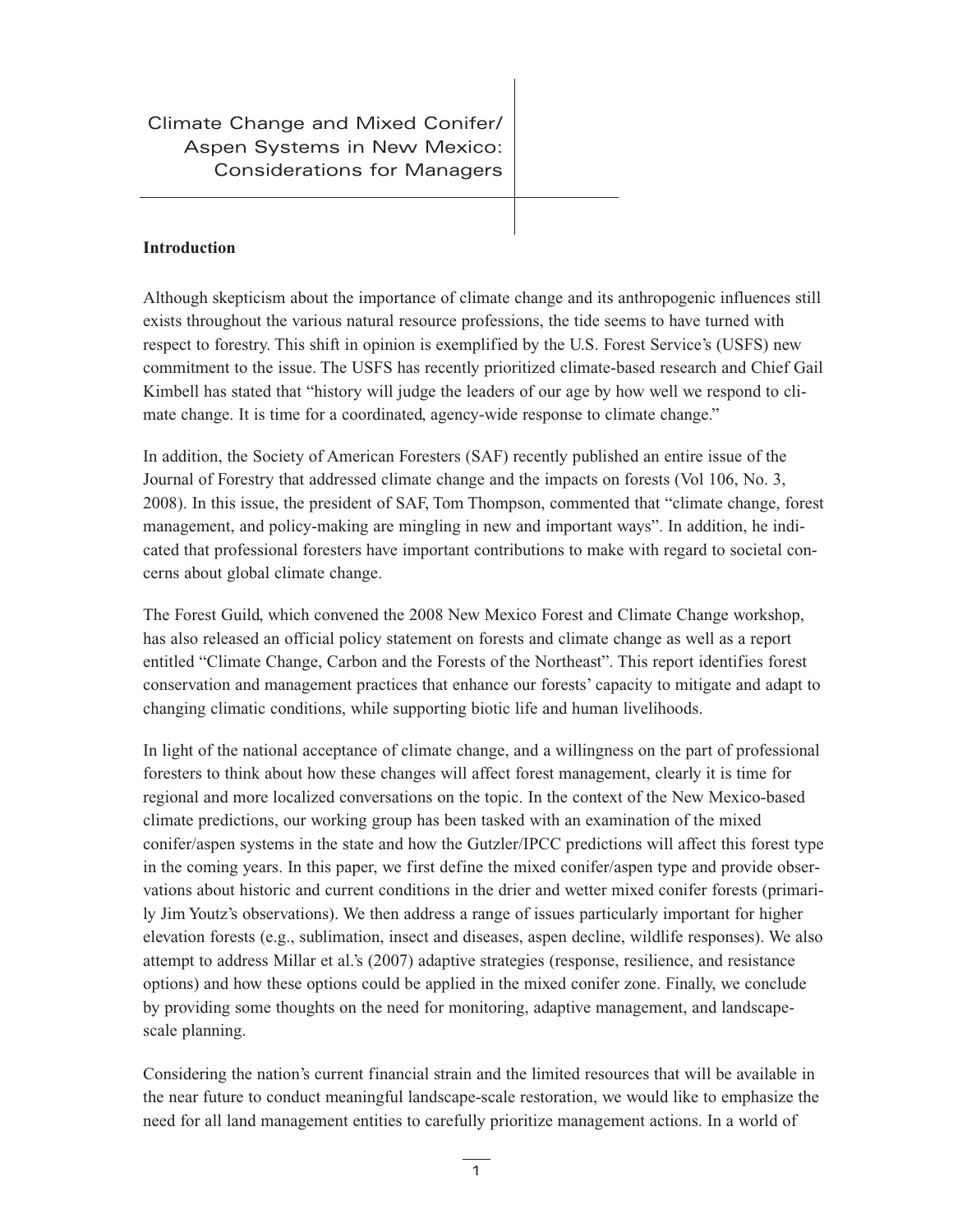# Climate Change and Mixed Conifer/ Aspen Systems in New Mexico: Considerations for Managers

## Introduction

Although skepticism about the importance of climate change and its anthropogenic influences still exists throughout the various natural resource professions, the tide seems to have turned with respect to forestry. This shift in opinion is exemplified by the U.S. Forest Service's (USFS) new commitment to the issue. The USFS has recently prioritized climate-based research and Chief Gail Kimbell has stated that "history will judge the leaders of our age by how well we respond to climate change. It is time for a coordinated, agency-wide response to climate change."

In addition, the Society of American Foresters (SAF) recently published an entire issue of the Journal of Forestry that addressed climate change and the impacts on forests (Vol 106, No. 3, 2008). In this issue, the president of SAF, Tom Thompson, commented that "climate change, forest management, and policy-making are mingling in new and important ways". In addition, he indicated that professional foresters have important contributions to make with regard to societal concerns about global climate change.

The Forest Guild, which convened the 2008 New Mexico Forest and Climate Change workshop, has also released an official policy statement on forests and climate change as well as a report entitled "Climate Change, Carbon and the Forests of the Northeast". This report identifies forest conservation and management practices that enhance our forests' capacity to mitigate and adapt to changing climatic conditions, while supporting biotic life and human livelihoods.

In light of the national acceptance of climate change, and a willingness on the part of professional foresters to think about how these changes will affect forest management, clearly it is time for regional and more localized conversations on the topic. In the context of the New Mexico-based climate predictions, our working group has been tasked with an examination of the mixed conifer/aspen systems in the state and how the Gutzler/IPCC predictions will affect this forest type in the coming years. In this paper, we first define the mixed conifer/aspen type and provide observations about historic and current conditions in the drier and wetter mixed conifer forests (primarily Jim Youtz's observations). We then address a range of issues particularly important for higher elevation forests (e.g., sublimation, insect and diseases, aspen decline, wildlife responses). We also attempt to address Millar et al.'s (2007) adaptive strategies (response, resilience, and resistance options) and how these options could be applied in the mixed conifer zone. Finally, we conclude by providing some thoughts on the need for monitoring, adaptive management, and landscape-scale planning.

Considering the nation's current financial strain and the limited resources that will be available in the near future to conduct meaningful landscape-scale restoration, we would like to emphasize the need for all land management entities to carefully prioritize management actions. In a world of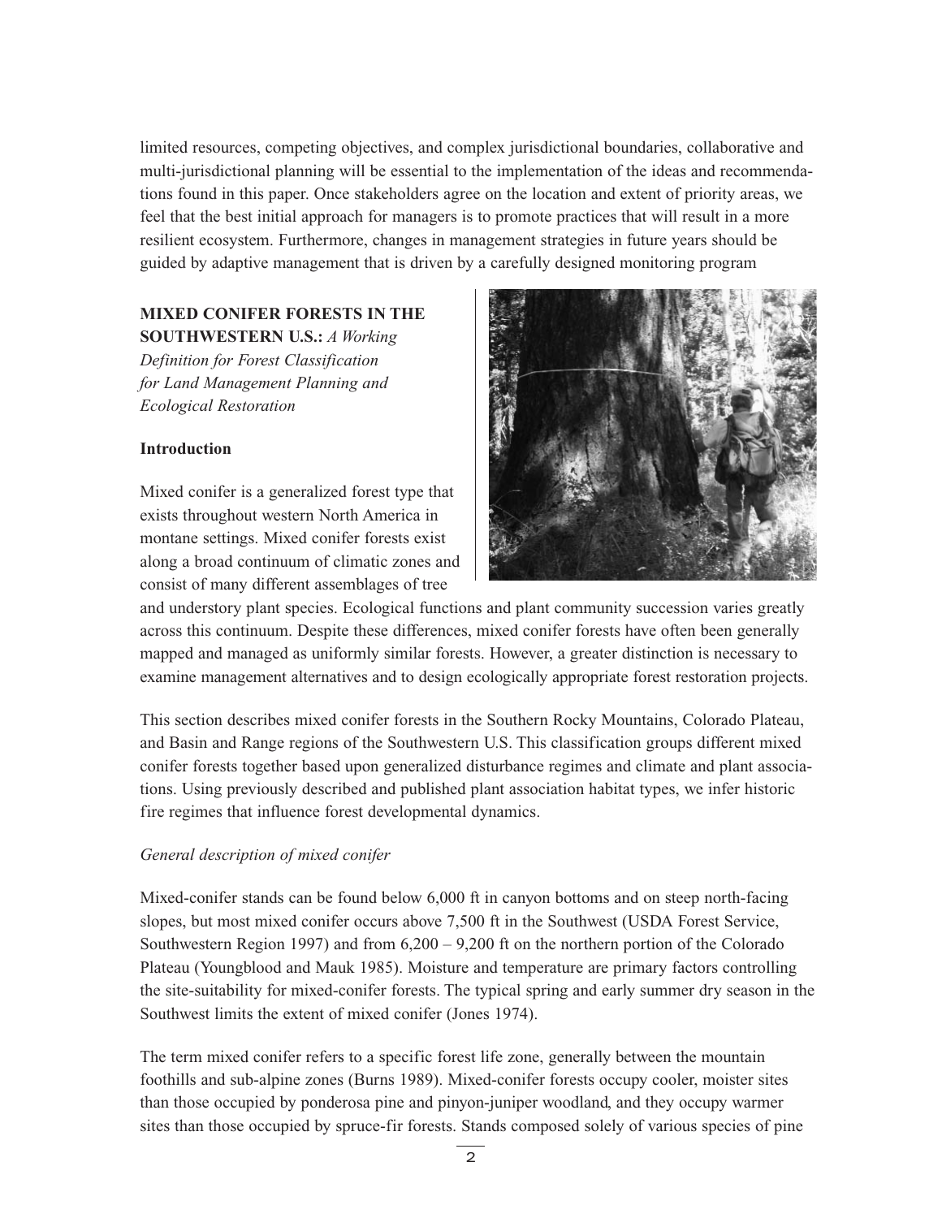limited resources, competing objectives, and complex jurisdictional boundaries, collaborative and multi-jurisdictional planning will be essential to the implementation of the ideas and recommendations found in this paper. Once stakeholders agree on the location and extent of priority areas, we feel that the best initial approach for managers is to promote practices that will result in a more resilient ecosystem. Furthermore, changes in management strategies in future years should be guided by adaptive management that is driven by a carefully designed monitoring program

## MIXED CONIFER FORESTS IN THE SOUTHWESTERN U.S.: *A Working Definition for Forest Classification for Land Management Planning and Ecological Restoration*

### Introduction

Mixed conifer is a generalized forest type that exists throughout western North America in montane settings. Mixed conifer forests exist along a broad continuum of climatic zones and consist of many different assemblages of tree and understory plant species. Ecological functions and plant community succession varies greatly across this continuum. Despite these differences, mixed conifer forests have often been generally mapped and managed as uniformly similar forests. However, a greater distinction is necessary to examine management alternatives and to design ecologically appropriate forest restoration projects.

This section describes mixed conifer forests in the Southern Rocky Mountains, Colorado Plateau, and Basin and Range regions of the Southwestern U.S. This classification groups different mixed conifer forests together based upon generalized disturbance regimes and climate and plant associations. Using previously described and published plant association habitat types, we infer historic fire regimes that influence forest developmental dynamics.

#### *General description of mixed conifer*

Mixed-conifer stands can be found below 6,000 ft in canyon bottoms and on steep north-facing slopes, but most mixed conifer occurs above 7,500 ft in the Southwest (USDA Forest Service, Southwestern Region 1997) and from 6,200 – 9,200 ft on the northern portion of the Colorado Plateau (Youngblood and Mauk 1985). Moisture and temperature are primary factors controlling the site-suitability for mixed-conifer forests. The typical spring and early summer dry season in the Southwest limits the extent of mixed conifer (Jones 1974).

The term mixed conifer refers to a specific forest life zone, generally between the mountain foothills and sub-alpine zones (Burns 1989). Mixed-conifer forests occupy cooler, moister sites than those occupied by ponderosa pine and pinyon-juniper woodland, and they occupy warmer sites than those occupied by spruce-fir forests. Stands composed solely of various species of pine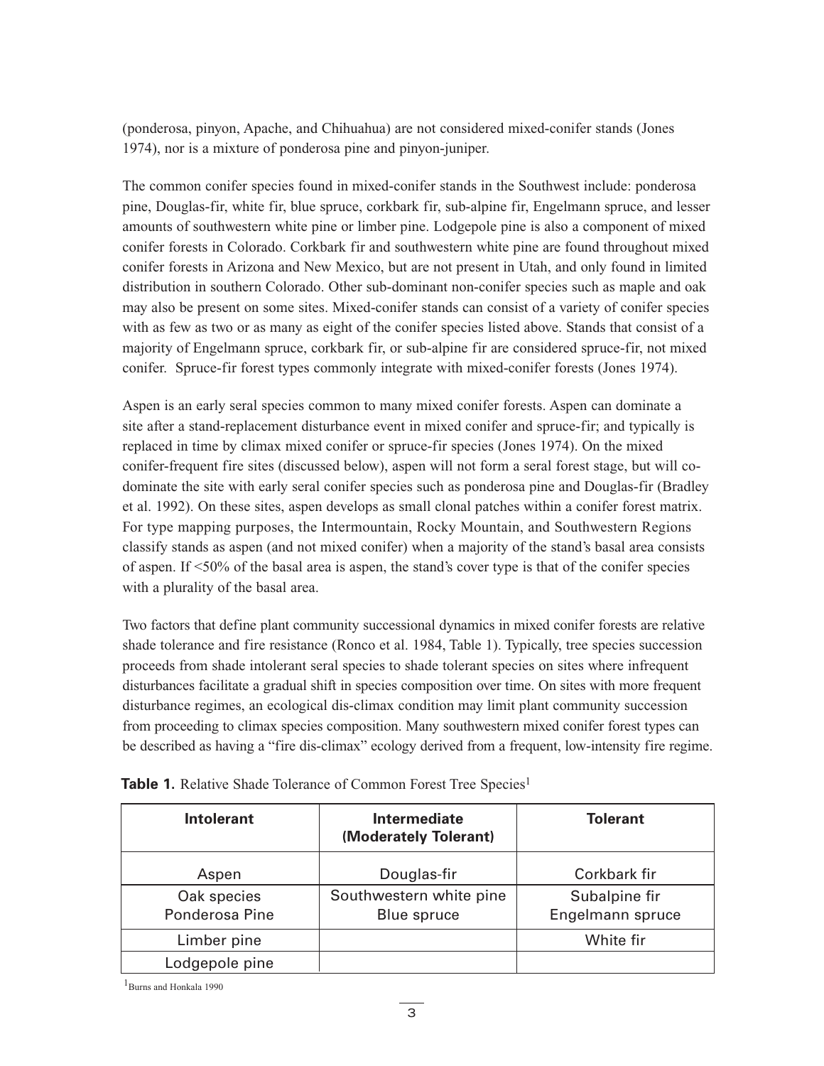(ponderosa, pinyon, Apache, and Chihuahua) are not considered mixed-conifer stands (Jones 1974), nor is a mixture of ponderosa pine and pinyon-juniper.

The common conifer species found in mixed-conifer stands in the Southwest include: ponderosa pine, Douglas-fir, white fir, blue spruce, corkbark fir, sub-alpine fir, Engelmann spruce, and lesser amounts of southwestern white pine or limber pine. Lodgepole pine is also a component of mixed conifer forests in Colorado. Corkbark fir and southwestern white pine are found throughout mixed conifer forests in Arizona and New Mexico, but are not present in Utah, and only found in limited distribution in southern Colorado. Other sub-dominant non-conifer species such as maple and oak may also be present on some sites. Mixed-conifer stands can consist of a variety of conifer species with as few as two or as many as eight of the conifer species listed above. Stands that consist of a majority of Engelmann spruce, corkbark fir, or sub-alpine fir are considered spruce-fir, not mixed conifer. Spruce-fir forest types commonly integrate with mixed-conifer forests (Jones 1974).

Aspen is an early seral species common to many mixed conifer forests. Aspen can dominate a site after a stand-replacement disturbance event in mixed conifer and spruce-fir; and typically is replaced in time by climax mixed conifer or spruce-fir species (Jones 1974). On the mixed conifer-frequent fire sites (discussed below), aspen will not form a seral forest stage, but will co-dominate the site with early seral conifer species such as ponderosa pine and Douglas-fir (Bradley et al. 1992). On these sites, aspen develops as small clonal patches within a conifer forest matrix. For type mapping purposes, the Intermountain, Rocky Mountain, and Southwestern Regions classify stands as aspen (and not mixed conifer) when a majority of the stand's basal area consists of aspen. If <50% of the basal area is aspen, the stand's cover type is that of the conifer species with a plurality of the basal area.

Two factors that define plant community successional dynamics in mixed conifer forests are relative shade tolerance and fire resistance (Ronco et al. 1984, Table 1). Typically, tree species succession proceeds from shade intolerant seral species to shade tolerant species on sites where infrequent disturbances facilitate a gradual shift in species composition over time. On sites with more frequent disturbance regimes, an ecological dis-climax condition may limit plant community succession from proceeding to climax species composition. Many southwestern mixed conifer forest types can be described as having a "fire dis-climax" ecology derived from a frequent, low-intensity fire regime.

**Table 1.** Relative Shade Tolerance of Common Forest Tree Species[1]

| Intolerant | Intermediate (Moderately Tolerant) | Tolerant |
|---|---|---|
| Aspen | Douglas-fir | Corkbark fir |
| Oak species<br>Ponderosa Pine | Southwestern white pine<br>Blue spruce | Subalpine fir<br>Engelmann spruce |
| Limber pine | | White fir |
| Lodgepole pine | | |

[1]Burns and Honkala 1990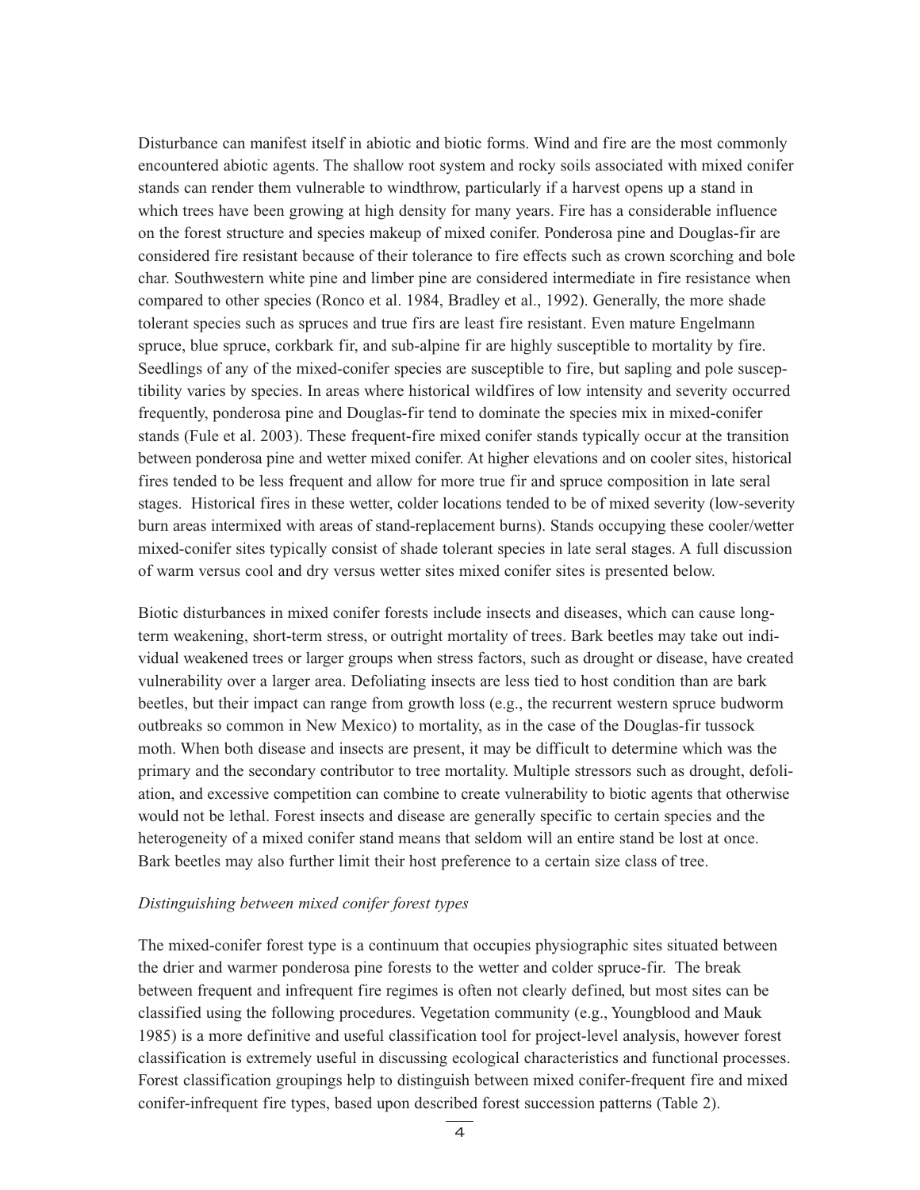Disturbance can manifest itself in abiotic and biotic forms. Wind and fire are the most commonly encountered abiotic agents. The shallow root system and rocky soils associated with mixed conifer stands can render them vulnerable to windthrow, particularly if a harvest opens up a stand in which trees have been growing at high density for many years. Fire has a considerable influence on the forest structure and species makeup of mixed conifer. Ponderosa pine and Douglas-fir are considered fire resistant because of their tolerance to fire effects such as crown scorching and bole char. Southwestern white pine and limber pine are considered intermediate in fire resistance when compared to other species (Ronco et al. 1984, Bradley et al., 1992). Generally, the more shade tolerant species such as spruces and true firs are least fire resistant. Even mature Engelmann spruce, blue spruce, corkbark fir, and sub-alpine fir are highly susceptible to mortality by fire. Seedlings of any of the mixed-conifer species are susceptible to fire, but sapling and pole susceptibility varies by species. In areas where historical wildfires of low intensity and severity occurred frequently, ponderosa pine and Douglas-fir tend to dominate the species mix in mixed-conifer stands (Fule et al. 2003). These frequent-fire mixed conifer stands typically occur at the transition between ponderosa pine and wetter mixed conifer. At higher elevations and on cooler sites, historical fires tended to be less frequent and allow for more true fir and spruce composition in late seral stages. Historical fires in these wetter, colder locations tended to be of mixed severity (low-severity burn areas intermixed with areas of stand-replacement burns). Stands occupying these cooler/wetter mixed-conifer sites typically consist of shade tolerant species in late seral stages. A full discussion of warm versus cool and dry versus wetter sites mixed conifer sites is presented below.

Biotic disturbances in mixed conifer forests include insects and diseases, which can cause long-term weakening, short-term stress, or outright mortality of trees. Bark beetles may take out individual weakened trees or larger groups when stress factors, such as drought or disease, have created vulnerability over a larger area. Defoliating insects are less tied to host condition than are bark beetles, but their impact can range from growth loss (e.g., the recurrent western spruce budworm outbreaks so common in New Mexico) to mortality, as in the case of the Douglas-fir tussock moth. When both disease and insects are present, it may be difficult to determine which was the primary and the secondary contributor to tree mortality. Multiple stressors such as drought, defoliation, and excessive competition can combine to create vulnerability to biotic agents that otherwise would not be lethal. Forest insects and disease are generally specific to certain species and the heterogeneity of a mixed conifer stand means that seldom will an entire stand be lost at once. Bark beetles may also further limit their host preference to a certain size class of tree.

*Distinguishing between mixed conifer forest types*

The mixed-conifer forest type is a continuum that occupies physiographic sites situated between the drier and warmer ponderosa pine forests to the wetter and colder spruce-fir. The break between frequent and infrequent fire regimes is often not clearly defined, but most sites can be classified using the following procedures. Vegetation community (e.g., Youngblood and Mauk 1985) is a more definitive and useful classification tool for project-level analysis, however forest classification is extremely useful in discussing ecological characteristics and functional processes. Forest classification groupings help to distinguish between mixed conifer-frequent fire and mixed conifer-infrequent fire types, based upon described forest succession patterns (Table 2).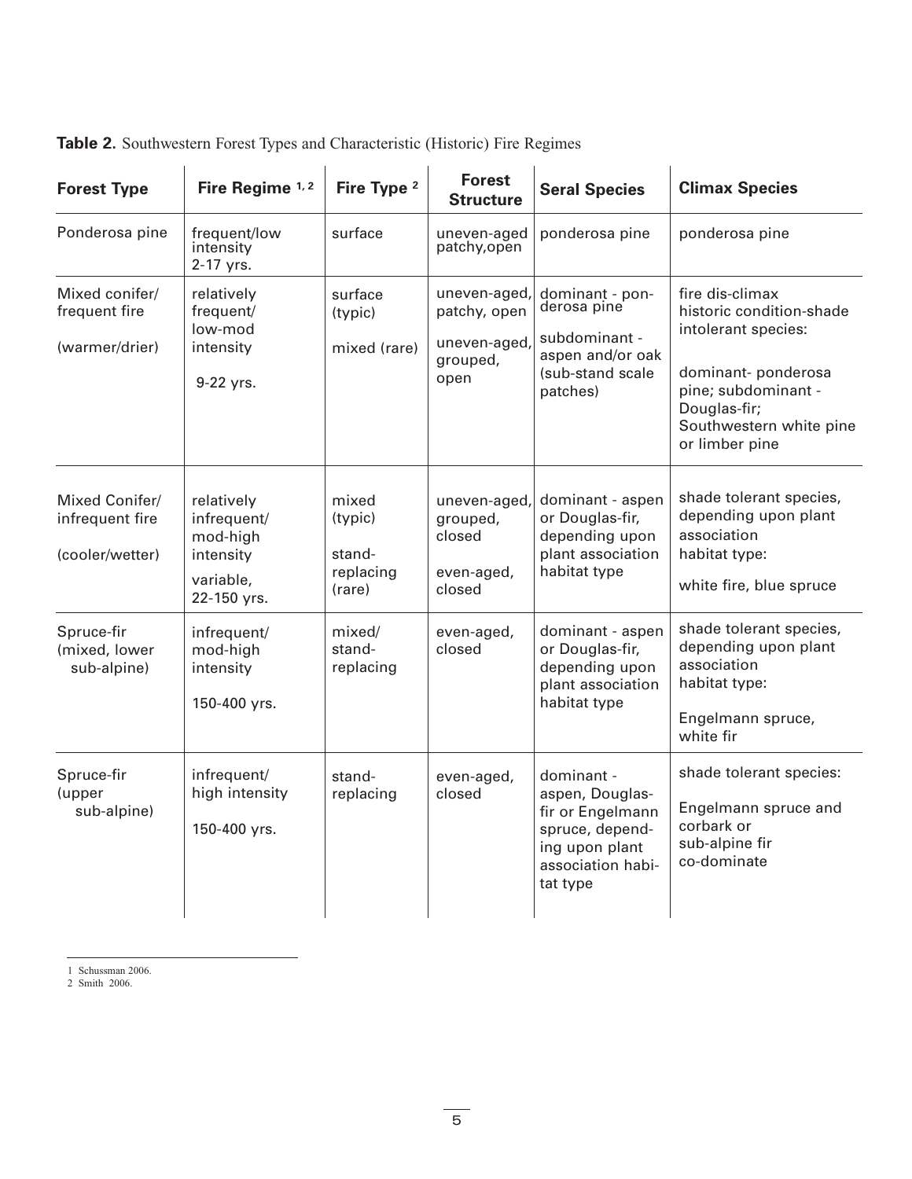**Table 2.** Southwestern Forest Types and Characteristic (Historic) Fire Regimes

| Forest Type | Fire Regime [1, 2] | Fire Type [2] | Forest Structure | Seral Species | Climax Species |
|---|---|---|---|---|---|
| Ponderosa pine | frequent/low intensity 2-17 yrs. | surface | uneven-aged patchy,open | ponderosa pine | ponderosa pine |
| Mixed conifer/ frequent fire (warmer/drier) | relatively frequent/ low-mod intensity 9-22 yrs. | surface (typic) mixed (rare) | uneven-aged, patchy, open uneven-aged, grouped, open | dominant - ponderosa pine subdominant - aspen and/or oak (sub-stand scale patches) | fire dis-climax historic condition-shade intolerant species: dominant- ponderosa pine; subdominant - Douglas-fir; Southwestern white pine or limber pine |
| Mixed Conifer/ infrequent fire (cooler/wetter) | relatively infrequent/ mod-high intensity variable, 22-150 yrs. | mixed (typic) stand-replacing (rare) | uneven-aged, grouped, closed even-aged, closed | dominant - aspen or Douglas-fir, depending upon plant association habitat type | shade tolerant species, depending upon plant association habitat type: white fire, blue spruce |
| Spruce-fir (mixed, lower sub-alpine) | infrequent/ mod-high intensity 150-400 yrs. | mixed/ stand-replacing | even-aged, closed | dominant - aspen or Douglas-fir, depending upon plant association habitat type | shade tolerant species, depending upon plant association habitat type: Engelmann spruce, white fir |
| Spruce-fir (upper sub-alpine) | infrequent/ high intensity 150-400 yrs. | stand-replacing | even-aged, closed | dominant - aspen, Douglas-fir or Engelmann spruce, depending upon plant association habitat type | shade tolerant species: Engelmann spruce and corbark or sub-alpine fir co-dominate |

1 Schussman 2006.
2 Smith 2006.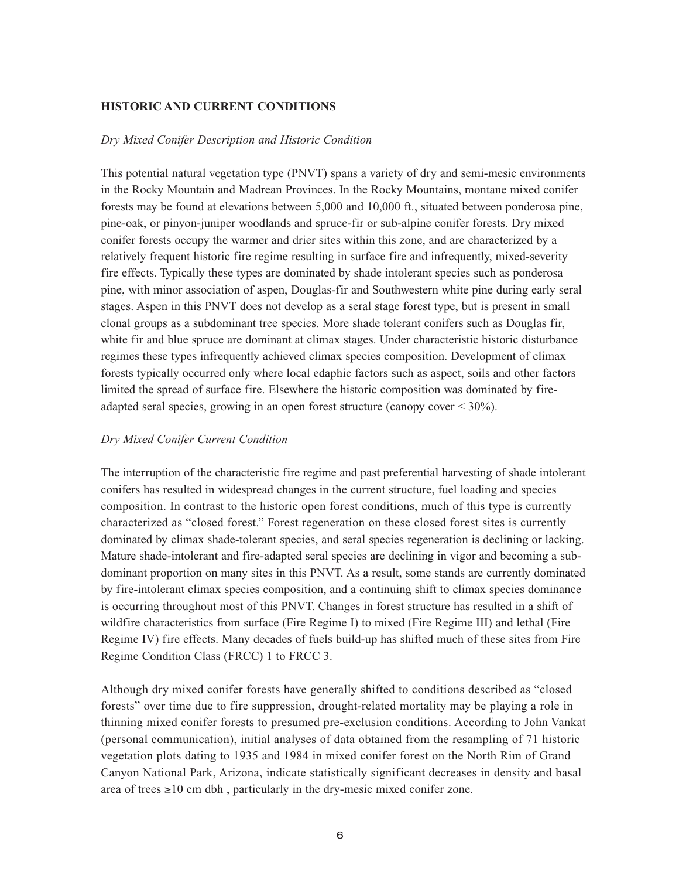## HISTORIC AND CURRENT CONDITIONS

### *Dry Mixed Conifer Description and Historic Condition*

This potential natural vegetation type (PNVT) spans a variety of dry and semi-mesic environments in the Rocky Mountain and Madrean Provinces. In the Rocky Mountains, montane mixed conifer forests may be found at elevations between 5,000 and 10,000 ft., situated between ponderosa pine, pine-oak, or pinyon-juniper woodlands and spruce-fir or sub-alpine conifer forests. Dry mixed conifer forests occupy the warmer and drier sites within this zone, and are characterized by a relatively frequent historic fire regime resulting in surface fire and infrequently, mixed-severity fire effects. Typically these types are dominated by shade intolerant species such as ponderosa pine, with minor association of aspen, Douglas-fir and Southwestern white pine during early seral stages. Aspen in this PNVT does not develop as a seral stage forest type, but is present in small clonal groups as a subdominant tree species. More shade tolerant conifers such as Douglas fir, white fir and blue spruce are dominant at climax stages. Under characteristic historic disturbance regimes these types infrequently achieved climax species composition. Development of climax forests typically occurred only where local edaphic factors such as aspect, soils and other factors limited the spread of surface fire. Elsewhere the historic composition was dominated by fire-adapted seral species, growing in an open forest structure (canopy cover < 30%).

### *Dry Mixed Conifer Current Condition*

The interruption of the characteristic fire regime and past preferential harvesting of shade intolerant conifers has resulted in widespread changes in the current structure, fuel loading and species composition. In contrast to the historic open forest conditions, much of this type is currently characterized as "closed forest." Forest regeneration on these closed forest sites is currently dominated by climax shade-tolerant species, and seral species regeneration is declining or lacking. Mature shade-intolerant and fire-adapted seral species are declining in vigor and becoming a sub-dominant proportion on many sites in this PNVT. As a result, some stands are currently dominated by fire-intolerant climax species composition, and a continuing shift to climax species dominance is occurring throughout most of this PNVT. Changes in forest structure has resulted in a shift of wildfire characteristics from surface (Fire Regime I) to mixed (Fire Regime III) and lethal (Fire Regime IV) fire effects. Many decades of fuels build-up has shifted much of these sites from Fire Regime Condition Class (FRCC) 1 to FRCC 3.

Although dry mixed conifer forests have generally shifted to conditions described as "closed forests" over time due to fire suppression, drought-related mortality may be playing a role in thinning mixed conifer forests to presumed pre-exclusion conditions. According to John Vankat (personal communication), initial analyses of data obtained from the resampling of 71 historic vegetation plots dating to 1935 and 1984 in mixed conifer forest on the North Rim of Grand Canyon National Park, Arizona, indicate statistically significant decreases in density and basal area of trees ≥10 cm dbh , particularly in the dry-mesic mixed conifer zone.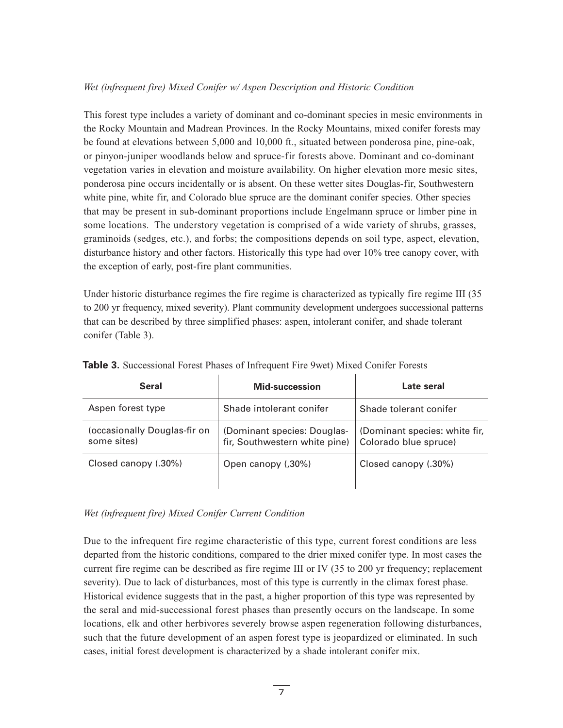*Wet (infrequent fire) Mixed Conifer w/ Aspen Description and Historic Condition*

This forest type includes a variety of dominant and co-dominant species in mesic environments in the Rocky Mountain and Madrean Provinces. In the Rocky Mountains, mixed conifer forests may be found at elevations between 5,000 and 10,000 ft., situated between ponderosa pine, pine-oak, or pinyon-juniper woodlands below and spruce-fir forests above. Dominant and co-dominant vegetation varies in elevation and moisture availability. On higher elevation more mesic sites, ponderosa pine occurs incidentally or is absent. On these wetter sites Douglas-fir, Southwestern white pine, white fir, and Colorado blue spruce are the dominant conifer species. Other species that may be present in sub-dominant proportions include Engelmann spruce or limber pine in some locations. The understory vegetation is comprised of a wide variety of shrubs, grasses, graminoids (sedges, etc.), and forbs; the compositions depends on soil type, aspect, elevation, disturbance history and other factors. Historically this type had over 10% tree canopy cover, with the exception of early, post-fire plant communities.

Under historic disturbance regimes the fire regime is characterized as typically fire regime III (35 to 200 yr frequency, mixed severity). Plant community development undergoes successional patterns that can be described by three simplified phases: aspen, intolerant conifer, and shade tolerant conifer (Table 3).

**Table 3.** Successional Forest Phases of Infrequent Fire 9wet) Mixed Conifer Forests

| Seral | Mid-succession | Late seral |
|---|---|---|
| Aspen forest type | Shade intolerant conifer | Shade tolerant conifer |
| (occasionally Douglas-fir on some sites) | (Dominant species: Douglas-fir, Southwestern white pine) | (Dominant species: white fir, Colorado blue spruce) |
| Closed canopy (.30%) | Open canopy (,30%) | Closed canopy (.30%) |

*Wet (infrequent fire) Mixed Conifer Current Condition*

Due to the infrequent fire regime characteristic of this type, current forest conditions are less departed from the historic conditions, compared to the drier mixed conifer type. In most cases the current fire regime can be described as fire regime III or IV (35 to 200 yr frequency; replacement severity). Due to lack of disturbances, most of this type is currently in the climax forest phase. Historical evidence suggests that in the past, a higher proportion of this type was represented by the seral and mid-successional forest phases than presently occurs on the landscape. In some locations, elk and other herbivores severely browse aspen regeneration following disturbances, such that the future development of an aspen forest type is jeopardized or eliminated. In such cases, initial forest development is characterized by a shade intolerant conifer mix.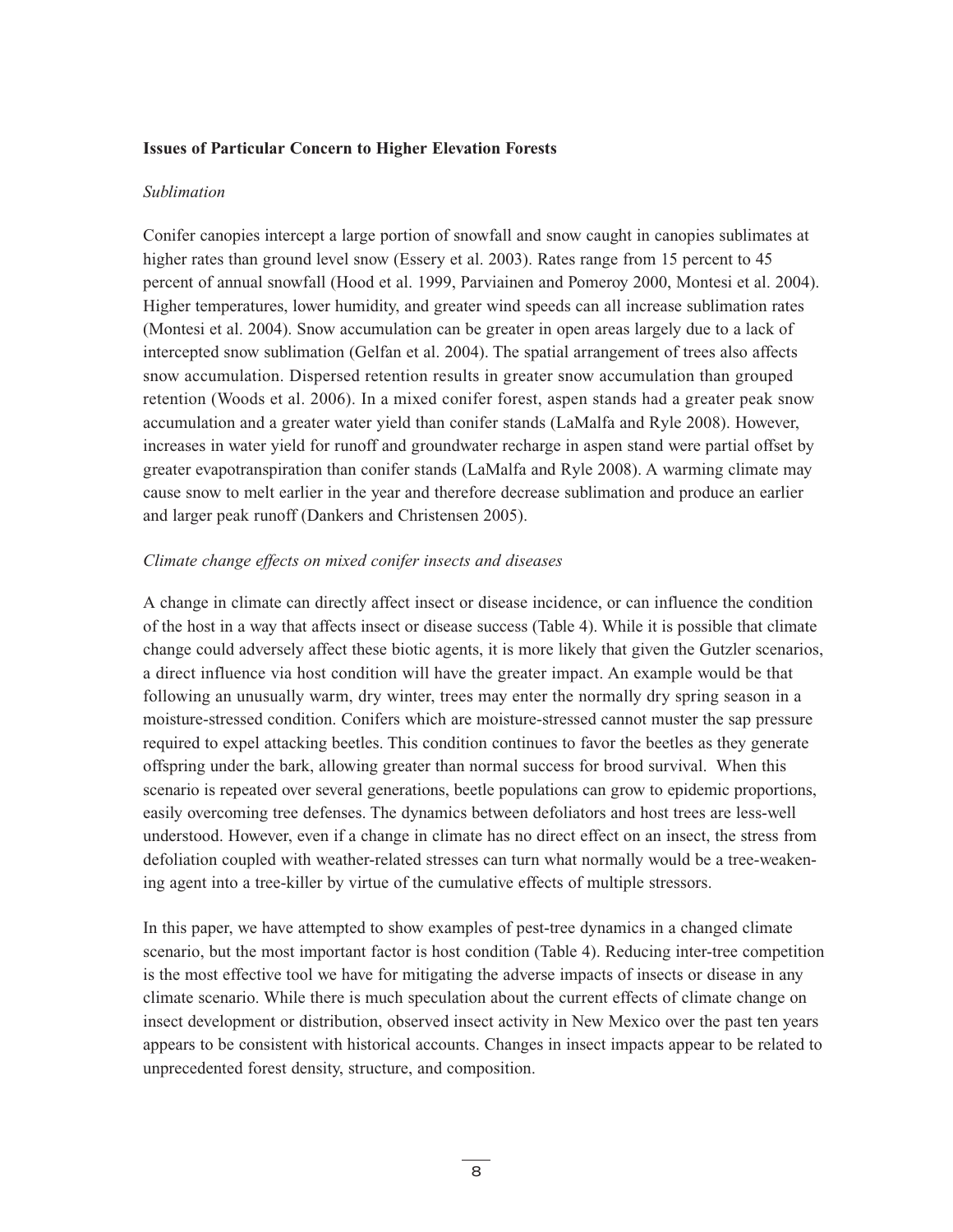### Issues of Particular Concern to Higher Elevation Forests

#### *Sublimation*

Conifer canopies intercept a large portion of snowfall and snow caught in canopies sublimates at higher rates than ground level snow (Essery et al. 2003). Rates range from 15 percent to 45 percent of annual snowfall (Hood et al. 1999, Parviainen and Pomeroy 2000, Montesi et al. 2004). Higher temperatures, lower humidity, and greater wind speeds can all increase sublimation rates (Montesi et al. 2004). Snow accumulation can be greater in open areas largely due to a lack of intercepted snow sublimation (Gelfan et al. 2004). The spatial arrangement of trees also affects snow accumulation. Dispersed retention results in greater snow accumulation than grouped retention (Woods et al. 2006). In a mixed conifer forest, aspen stands had a greater peak snow accumulation and a greater water yield than conifer stands (LaMalfa and Ryle 2008). However, increases in water yield for runoff and groundwater recharge in aspen stand were partial offset by greater evapotranspiration than conifer stands (LaMalfa and Ryle 2008). A warming climate may cause snow to melt earlier in the year and therefore decrease sublimation and produce an earlier and larger peak runoff (Dankers and Christensen 2005).

#### *Climate change effects on mixed conifer insects and diseases*

A change in climate can directly affect insect or disease incidence, or can influence the condition of the host in a way that affects insect or disease success (Table 4). While it is possible that climate change could adversely affect these biotic agents, it is more likely that given the Gutzler scenarios, a direct influence via host condition will have the greater impact. An example would be that following an unusually warm, dry winter, trees may enter the normally dry spring season in a moisture-stressed condition. Conifers which are moisture-stressed cannot muster the sap pressure required to expel attacking beetles. This condition continues to favor the beetles as they generate offspring under the bark, allowing greater than normal success for brood survival. When this scenario is repeated over several generations, beetle populations can grow to epidemic proportions, easily overcoming tree defenses. The dynamics between defoliators and host trees are less-well understood. However, even if a change in climate has no direct effect on an insect, the stress from defoliation coupled with weather-related stresses can turn what normally would be a tree-weakening agent into a tree-killer by virtue of the cumulative effects of multiple stressors.

In this paper, we have attempted to show examples of pest-tree dynamics in a changed climate scenario, but the most important factor is host condition (Table 4). Reducing inter-tree competition is the most effective tool we have for mitigating the adverse impacts of insects or disease in any climate scenario. While there is much speculation about the current effects of climate change on insect development or distribution, observed insect activity in New Mexico over the past ten years appears to be consistent with historical accounts. Changes in insect impacts appear to be related to unprecedented forest density, structure, and composition.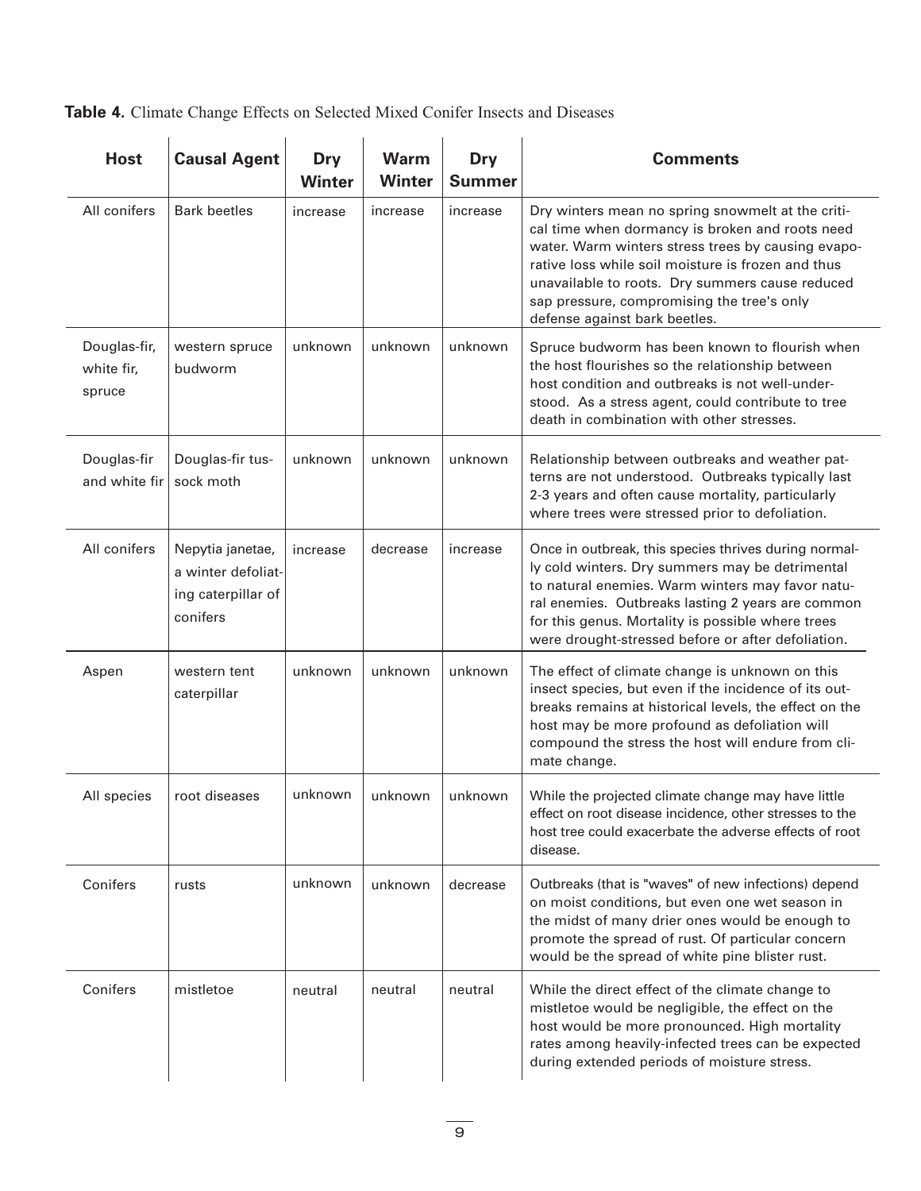**Table 4.** Climate Change Effects on Selected Mixed Conifer Insects and Diseases

| Host | Causal Agent | Dry Winter | Warm Winter | Dry Summer | Comments |
|---|---|---|---|---|---|
| All conifers | Bark beetles | increase | increase | increase | Dry winters mean no spring snowmelt at the critical time when dormancy is broken and roots need water. Warm winters stress trees by causing evaporative loss while soil moisture is frozen and thus unavailable to roots. Dry summers cause reduced sap pressure, compromising the tree's only defense against bark beetles. |
| Douglas-fir, white fir, spruce | western spruce budworm | unknown | unknown | unknown | Spruce budworm has been known to flourish when the host flourishes so the relationship between host condition and outbreaks is not well-understood. As a stress agent, could contribute to tree death in combination with other stresses. |
| Douglas-fir and white fir | Douglas-fir tussock moth | unknown | unknown | unknown | Relationship between outbreaks and weather patterns are not understood. Outbreaks typically last 2-3 years and often cause mortality, particularly where trees were stressed prior to defoliation. |
| All conifers | Nepytia janetae, a winter defoliating caterpillar of conifers | increase | decrease | increase | Once in outbreak, this species thrives during normally cold winters. Dry summers may be detrimental to natural enemies. Warm winters may favor natural enemies. Outbreaks lasting 2 years are common for this genus. Mortality is possible where trees were drought-stressed before or after defoliation. |
| Aspen | western tent caterpillar | unknown | unknown | unknown | The effect of climate change is unknown on this insect species, but even if the incidence of its outbreaks remains at historical levels, the effect on the host may be more profound as defoliation will compound the stress the host will endure from climate change. |
| All species | root diseases | unknown | unknown | unknown | While the projected climate change may have little effect on root disease incidence, other stresses to the host tree could exacerbate the adverse effects of root disease. |
| Conifers | rusts | unknown | unknown | decrease | Outbreaks (that is "waves" of new infections) depend on moist conditions, but even one wet season in the midst of many drier ones would be enough to promote the spread of rust. Of particular concern would be the spread of white pine blister rust. |
| Conifers | mistletoe | neutral | neutral | neutral | While the direct effect of the climate change to mistletoe would be negligible, the effect on the host would be more pronounced. High mortality rates among heavily-infected trees can be expected during extended periods of moisture stress. |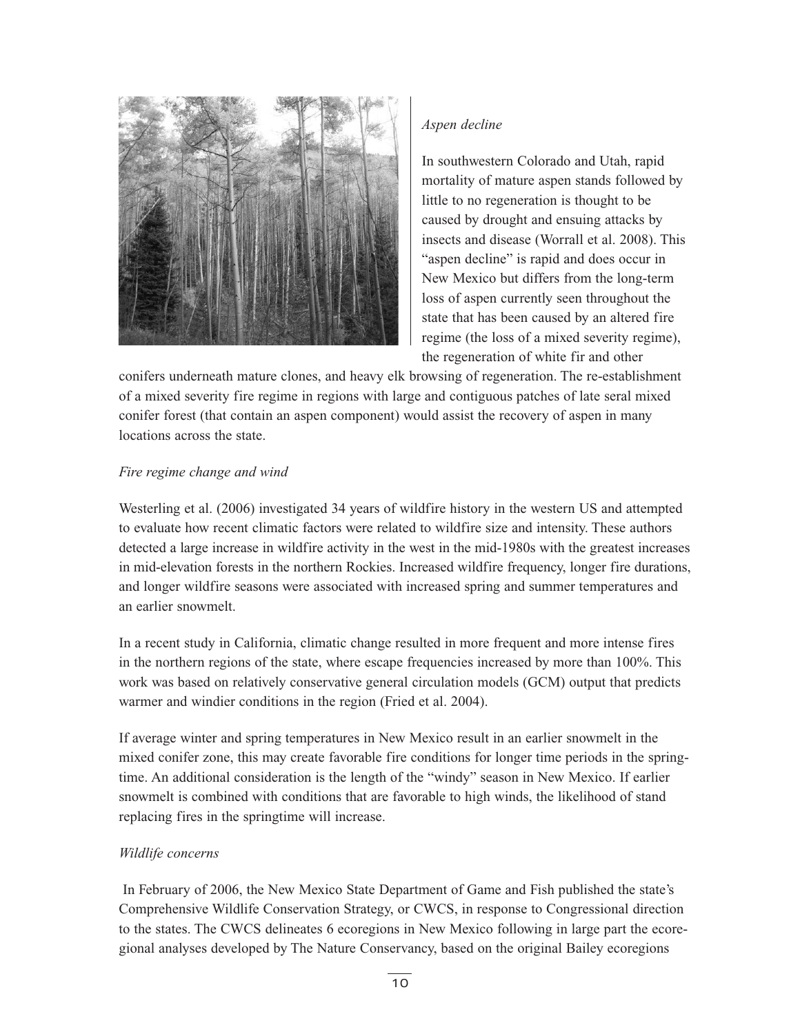*Aspen decline*

In southwestern Colorado and Utah, rapid mortality of mature aspen stands followed by little to no regeneration is thought to be caused by drought and ensuing attacks by insects and disease (Worrall et al. 2008). This "aspen decline" is rapid and does occur in New Mexico but differs from the long-term loss of aspen currently seen throughout the state that has been caused by an altered fire regime (the loss of a mixed severity regime), the regeneration of white fir and other conifers underneath mature clones, and heavy elk browsing of regeneration. The re-establishment of a mixed severity fire regime in regions with large and contiguous patches of late seral mixed conifer forest (that contain an aspen component) would assist the recovery of aspen in many locations across the state.

*Fire regime change and wind*

Westerling et al. (2006) investigated 34 years of wildfire history in the western US and attempted to evaluate how recent climatic factors were related to wildfire size and intensity. These authors detected a large increase in wildfire activity in the west in the mid-1980s with the greatest increases in mid-elevation forests in the northern Rockies. Increased wildfire frequency, longer fire durations, and longer wildfire seasons were associated with increased spring and summer temperatures and an earlier snowmelt.

In a recent study in California, climatic change resulted in more frequent and more intense fires in the northern regions of the state, where escape frequencies increased by more than 100%. This work was based on relatively conservative general circulation models (GCM) output that predicts warmer and windier conditions in the region (Fried et al. 2004).

If average winter and spring temperatures in New Mexico result in an earlier snowmelt in the mixed conifer zone, this may create favorable fire conditions for longer time periods in the springtime. An additional consideration is the length of the "windy" season in New Mexico. If earlier snowmelt is combined with conditions that are favorable to high winds, the likelihood of stand replacing fires in the springtime will increase.

*Wildlife concerns*

In February of 2006, the New Mexico State Department of Game and Fish published the state's Comprehensive Wildlife Conservation Strategy, or CWCS, in response to Congressional direction to the states. The CWCS delineates 6 ecoregions in New Mexico following in large part the ecoregional analyses developed by The Nature Conservancy, based on the original Bailey ecoregions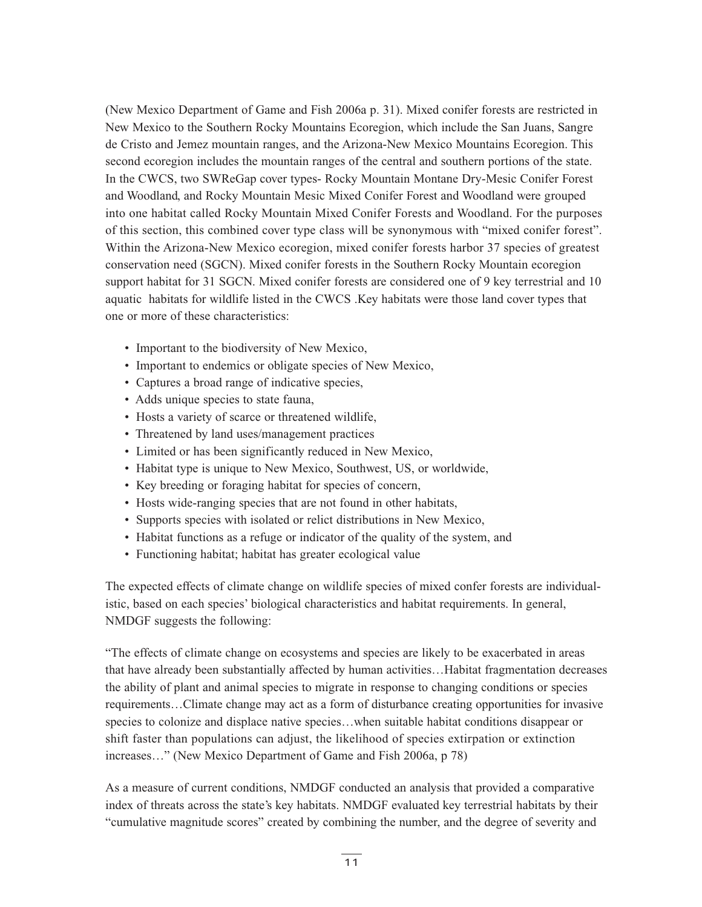(New Mexico Department of Game and Fish 2006a p. 31). Mixed conifer forests are restricted in New Mexico to the Southern Rocky Mountains Ecoregion, which include the San Juans, Sangre de Cristo and Jemez mountain ranges, and the Arizona-New Mexico Mountains Ecoregion. This second ecoregion includes the mountain ranges of the central and southern portions of the state. In the CWCS, two SWReGap cover types- Rocky Mountain Montane Dry-Mesic Conifer Forest and Woodland, and Rocky Mountain Mesic Mixed Conifer Forest and Woodland were grouped into one habitat called Rocky Mountain Mixed Conifer Forests and Woodland. For the purposes of this section, this combined cover type class will be synonymous with "mixed conifer forest". Within the Arizona-New Mexico ecoregion, mixed conifer forests harbor 37 species of greatest conservation need (SGCN). Mixed conifer forests in the Southern Rocky Mountain ecoregion support habitat for 31 SGCN. Mixed conifer forests are considered one of 9 key terrestrial and 10 aquatic habitats for wildlife listed in the CWCS .Key habitats were those land cover types that one or more of these characteristics:

- Important to the biodiversity of New Mexico,
- Important to endemics or obligate species of New Mexico,
- Captures a broad range of indicative species,
- Adds unique species to state fauna,
- Hosts a variety of scarce or threatened wildlife,
- Threatened by land uses/management practices
- Limited or has been significantly reduced in New Mexico,
- Habitat type is unique to New Mexico, Southwest, US, or worldwide,
- Key breeding or foraging habitat for species of concern,
- Hosts wide-ranging species that are not found in other habitats,
- Supports species with isolated or relict distributions in New Mexico,
- Habitat functions as a refuge or indicator of the quality of the system, and
- Functioning habitat; habitat has greater ecological value

The expected effects of climate change on wildlife species of mixed confer forests are individualistic, based on each species' biological characteristics and habitat requirements. In general, NMDGF suggests the following:

"The effects of climate change on ecosystems and species are likely to be exacerbated in areas that have already been substantially affected by human activities…Habitat fragmentation decreases the ability of plant and animal species to migrate in response to changing conditions or species requirements…Climate change may act as a form of disturbance creating opportunities for invasive species to colonize and displace native species…when suitable habitat conditions disappear or shift faster than populations can adjust, the likelihood of species extirpation or extinction increases…" (New Mexico Department of Game and Fish 2006a, p 78)

As a measure of current conditions, NMDGF conducted an analysis that provided a comparative index of threats across the state's key habitats. NMDGF evaluated key terrestrial habitats by their "cumulative magnitude scores" created by combining the number, and the degree of severity and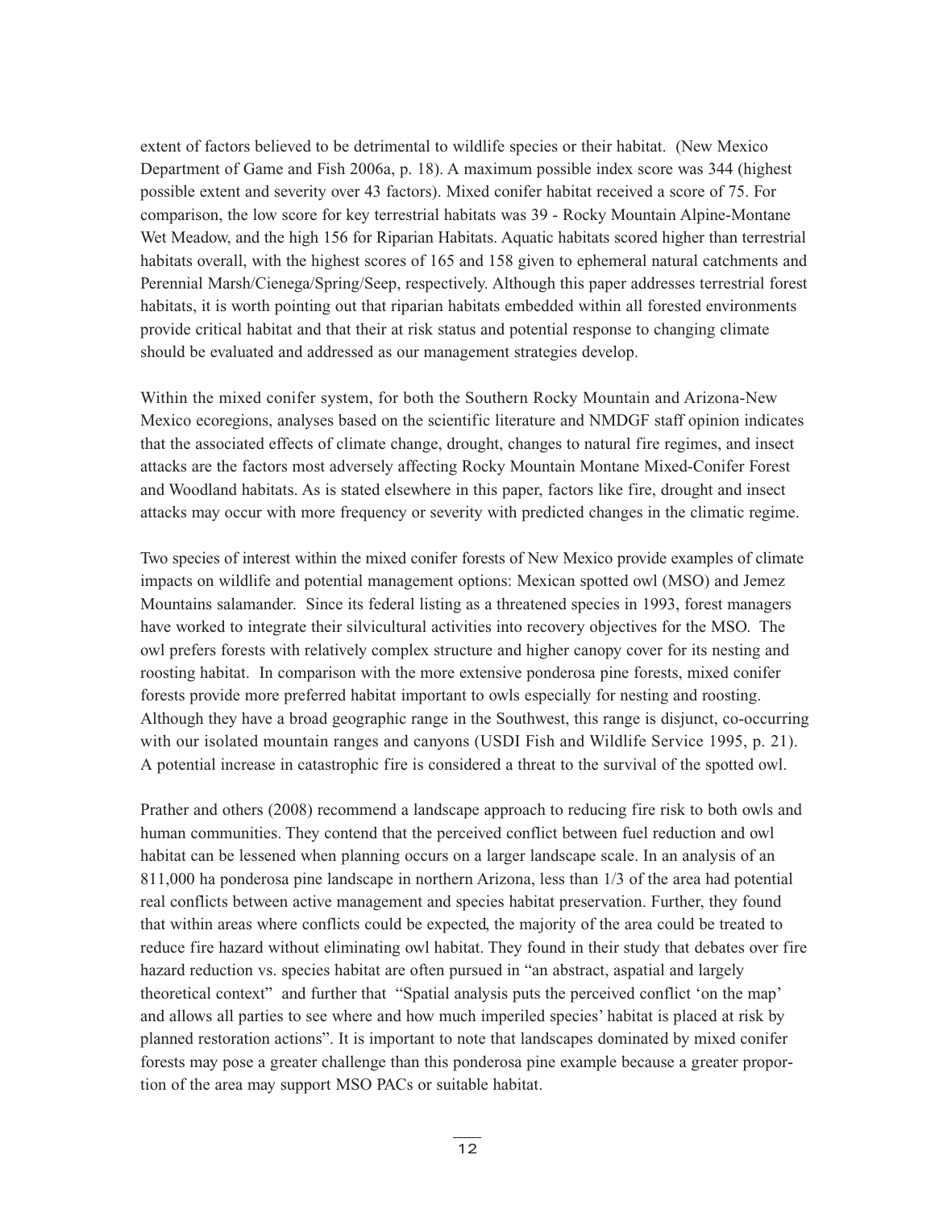extent of factors believed to be detrimental to wildlife species or their habitat. (New Mexico Department of Game and Fish 2006a, p. 18). A maximum possible index score was 344 (highest possible extent and severity over 43 factors). Mixed conifer habitat received a score of 75. For comparison, the low score for key terrestrial habitats was 39 - Rocky Mountain Alpine-Montane Wet Meadow, and the high 156 for Riparian Habitats. Aquatic habitats scored higher than terrestrial habitats overall, with the highest scores of 165 and 158 given to ephemeral natural catchments and Perennial Marsh/Cienega/Spring/Seep, respectively. Although this paper addresses terrestrial forest habitats, it is worth pointing out that riparian habitats embedded within all forested environments provide critical habitat and that their at risk status and potential response to changing climate should be evaluated and addressed as our management strategies develop.

Within the mixed conifer system, for both the Southern Rocky Mountain and Arizona-New Mexico ecoregions, analyses based on the scientific literature and NMDGF staff opinion indicates that the associated effects of climate change, drought, changes to natural fire regimes, and insect attacks are the factors most adversely affecting Rocky Mountain Montane Mixed-Conifer Forest and Woodland habitats. As is stated elsewhere in this paper, factors like fire, drought and insect attacks may occur with more frequency or severity with predicted changes in the climatic regime.

Two species of interest within the mixed conifer forests of New Mexico provide examples of climate impacts on wildlife and potential management options: Mexican spotted owl (MSO) and Jemez Mountains salamander. Since its federal listing as a threatened species in 1993, forest managers have worked to integrate their silvicultural activities into recovery objectives for the MSO. The owl prefers forests with relatively complex structure and higher canopy cover for its nesting and roosting habitat. In comparison with the more extensive ponderosa pine forests, mixed conifer forests provide more preferred habitat important to owls especially for nesting and roosting. Although they have a broad geographic range in the Southwest, this range is disjunct, co-occurring with our isolated mountain ranges and canyons (USDI Fish and Wildlife Service 1995, p. 21). A potential increase in catastrophic fire is considered a threat to the survival of the spotted owl.

Prather and others (2008) recommend a landscape approach to reducing fire risk to both owls and human communities. They contend that the perceived conflict between fuel reduction and owl habitat can be lessened when planning occurs on a larger landscape scale. In an analysis of an 811,000 ha ponderosa pine landscape in northern Arizona, less than 1/3 of the area had potential real conflicts between active management and species habitat preservation. Further, they found that within areas where conflicts could be expected, the majority of the area could be treated to reduce fire hazard without eliminating owl habitat. They found in their study that debates over fire hazard reduction vs. species habitat are often pursued in "an abstract, aspatial and largely theoretical context" and further that "Spatial analysis puts the perceived conflict 'on the map' and allows all parties to see where and how much imperiled species' habitat is placed at risk by planned restoration actions". It is important to note that landscapes dominated by mixed conifer forests may pose a greater challenge than this ponderosa pine example because a greater proportion of the area may support MSO PACs or suitable habitat.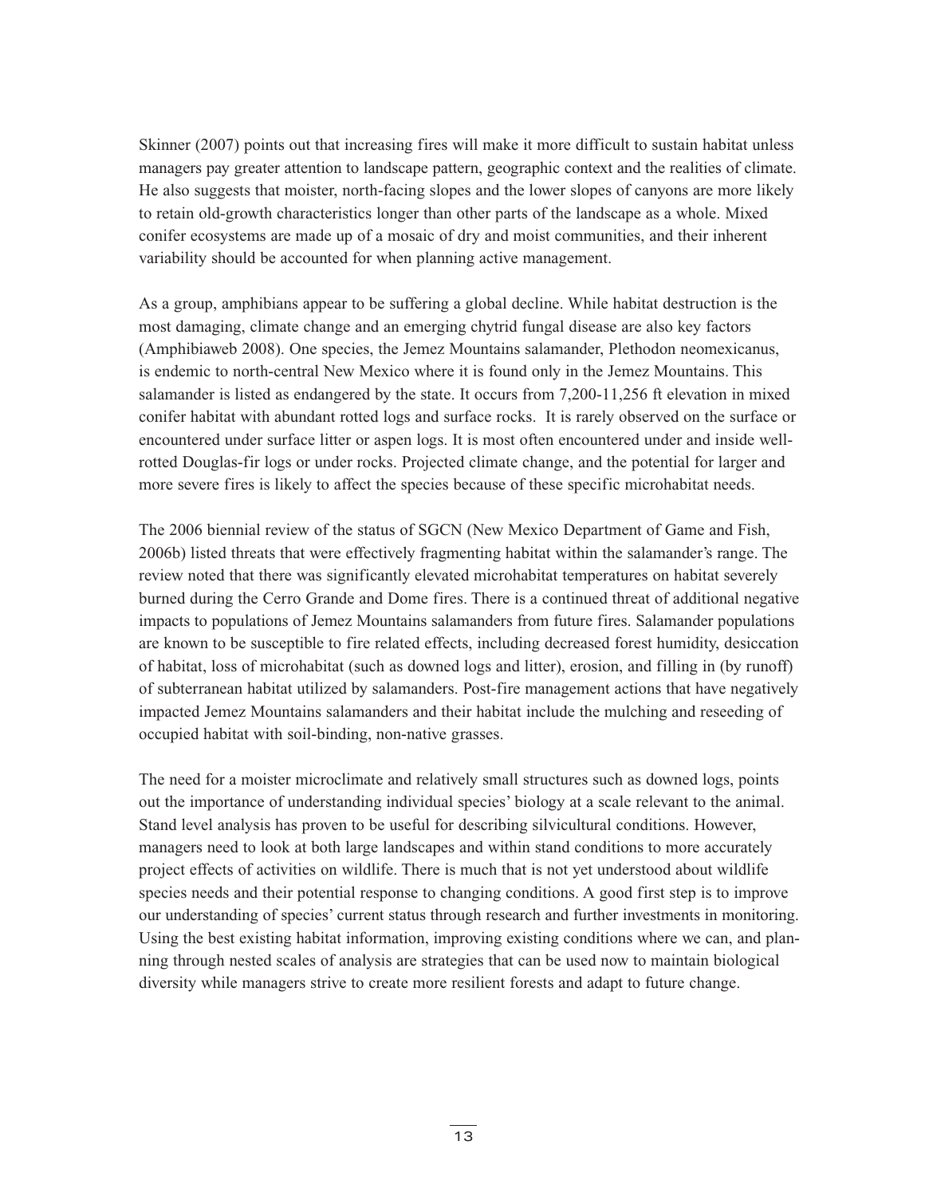Skinner (2007) points out that increasing fires will make it more difficult to sustain habitat unless managers pay greater attention to landscape pattern, geographic context and the realities of climate. He also suggests that moister, north-facing slopes and the lower slopes of canyons are more likely to retain old-growth characteristics longer than other parts of the landscape as a whole. Mixed conifer ecosystems are made up of a mosaic of dry and moist communities, and their inherent variability should be accounted for when planning active management.

As a group, amphibians appear to be suffering a global decline. While habitat destruction is the most damaging, climate change and an emerging chytrid fungal disease are also key factors (Amphibiaweb 2008). One species, the Jemez Mountains salamander, Plethodon neomexicanus, is endemic to north-central New Mexico where it is found only in the Jemez Mountains. This salamander is listed as endangered by the state. It occurs from 7,200-11,256 ft elevation in mixed conifer habitat with abundant rotted logs and surface rocks. It is rarely observed on the surface or encountered under surface litter or aspen logs. It is most often encountered under and inside well-rotted Douglas-fir logs or under rocks. Projected climate change, and the potential for larger and more severe fires is likely to affect the species because of these specific microhabitat needs.

The 2006 biennial review of the status of SGCN (New Mexico Department of Game and Fish, 2006b) listed threats that were effectively fragmenting habitat within the salamander's range. The review noted that there was significantly elevated microhabitat temperatures on habitat severely burned during the Cerro Grande and Dome fires. There is a continued threat of additional negative impacts to populations of Jemez Mountains salamanders from future fires. Salamander populations are known to be susceptible to fire related effects, including decreased forest humidity, desiccation of habitat, loss of microhabitat (such as downed logs and litter), erosion, and filling in (by runoff) of subterranean habitat utilized by salamanders. Post-fire management actions that have negatively impacted Jemez Mountains salamanders and their habitat include the mulching and reseeding of occupied habitat with soil-binding, non-native grasses.

The need for a moister microclimate and relatively small structures such as downed logs, points out the importance of understanding individual species' biology at a scale relevant to the animal. Stand level analysis has proven to be useful for describing silvicultural conditions. However, managers need to look at both large landscapes and within stand conditions to more accurately project effects of activities on wildlife. There is much that is not yet understood about wildlife species needs and their potential response to changing conditions. A good first step is to improve our understanding of species' current status through research and further investments in monitoring. Using the best existing habitat information, improving existing conditions where we can, and planning through nested scales of analysis are strategies that can be used now to maintain biological diversity while managers strive to create more resilient forests and adapt to future change.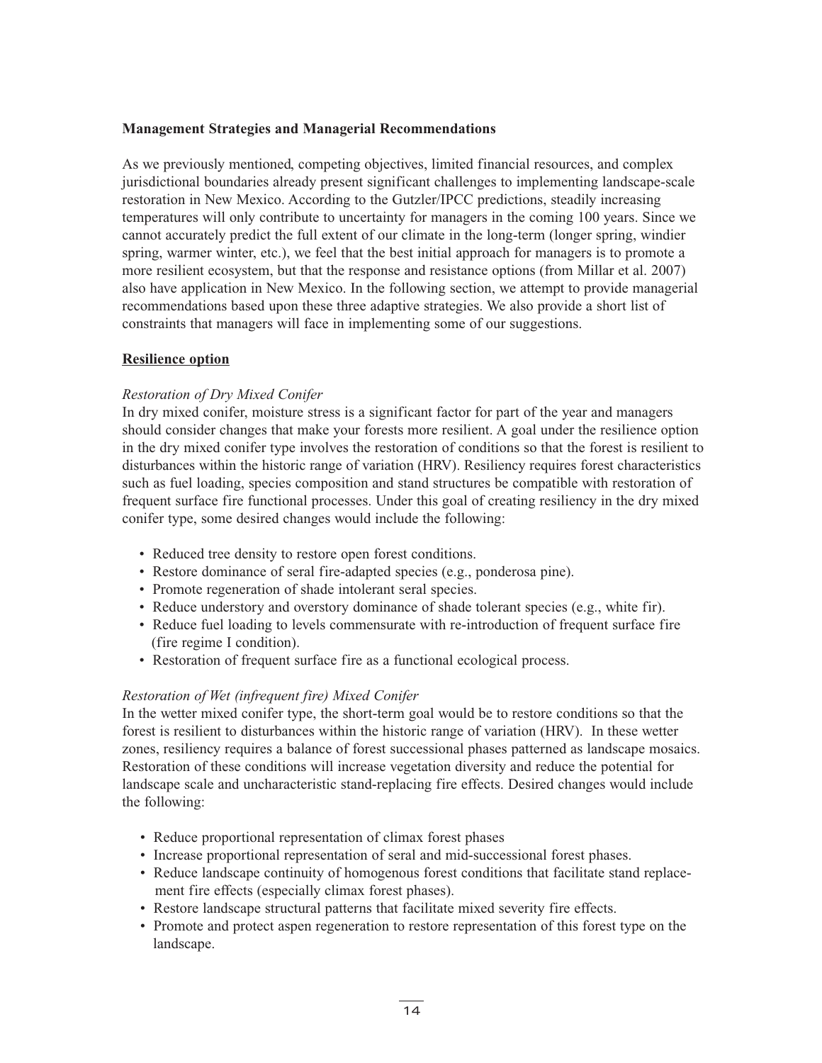## Management Strategies and Managerial Recommendations

As we previously mentioned, competing objectives, limited financial resources, and complex jurisdictional boundaries already present significant challenges to implementing landscape-scale restoration in New Mexico. According to the Gutzler/IPCC predictions, steadily increasing temperatures will only contribute to uncertainty for managers in the coming 100 years. Since we cannot accurately predict the full extent of our climate in the long-term (longer spring, windier spring, warmer winter, etc.), we feel that the best initial approach for managers is to promote a more resilient ecosystem, but that the response and resistance options (from Millar et al. 2007) also have application in New Mexico. In the following section, we attempt to provide managerial recommendations based upon these three adaptive strategies. We also provide a short list of constraints that managers will face in implementing some of our suggestions.

### Resilience option

#### *Restoration of Dry Mixed Conifer*

In dry mixed conifer, moisture stress is a significant factor for part of the year and managers should consider changes that make your forests more resilient. A goal under the resilience option in the dry mixed conifer type involves the restoration of conditions so that the forest is resilient to disturbances within the historic range of variation (HRV). Resiliency requires forest characteristics such as fuel loading, species composition and stand structures be compatible with restoration of frequent surface fire functional processes. Under this goal of creating resiliency in the dry mixed conifer type, some desired changes would include the following:

- Reduced tree density to restore open forest conditions.
- Restore dominance of seral fire-adapted species (e.g., ponderosa pine).
- Promote regeneration of shade intolerant seral species.
- Reduce understory and overstory dominance of shade tolerant species (e.g., white fir).
- Reduce fuel loading to levels commensurate with re-introduction of frequent surface fire (fire regime I condition).
- Restoration of frequent surface fire as a functional ecological process.

#### *Restoration of Wet (infrequent fire) Mixed Conifer*

In the wetter mixed conifer type, the short-term goal would be to restore conditions so that the forest is resilient to disturbances within the historic range of variation (HRV). In these wetter zones, resiliency requires a balance of forest successional phases patterned as landscape mosaics. Restoration of these conditions will increase vegetation diversity and reduce the potential for landscape scale and uncharacteristic stand-replacing fire effects. Desired changes would include the following:

- Reduce proportional representation of climax forest phases
- Increase proportional representation of seral and mid-successional forest phases.
- Reduce landscape continuity of homogenous forest conditions that facilitate stand replacement fire effects (especially climax forest phases).
- Restore landscape structural patterns that facilitate mixed severity fire effects.
- Promote and protect aspen regeneration to restore representation of this forest type on the landscape.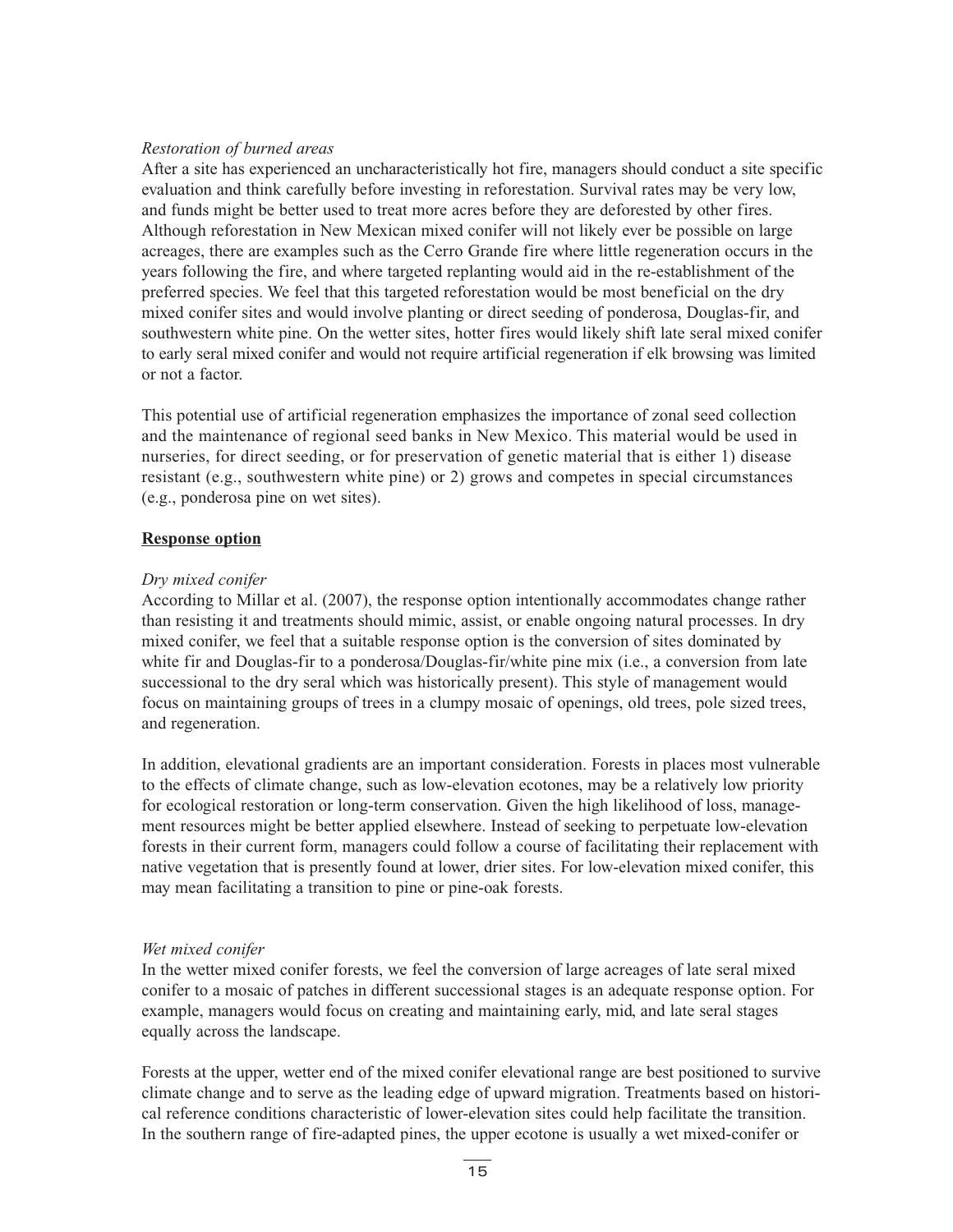*Restoration of burned areas*

After a site has experienced an uncharacteristically hot fire, managers should conduct a site specific evaluation and think carefully before investing in reforestation. Survival rates may be very low, and funds might be better used to treat more acres before they are deforested by other fires. Although reforestation in New Mexican mixed conifer will not likely ever be possible on large acreages, there are examples such as the Cerro Grande fire where little regeneration occurs in the years following the fire, and where targeted replanting would aid in the re-establishment of the preferred species. We feel that this targeted reforestation would be most beneficial on the dry mixed conifer sites and would involve planting or direct seeding of ponderosa, Douglas-fir, and southwestern white pine. On the wetter sites, hotter fires would likely shift late seral mixed conifer to early seral mixed conifer and would not require artificial regeneration if elk browsing was limited or not a factor.

This potential use of artificial regeneration emphasizes the importance of zonal seed collection and the maintenance of regional seed banks in New Mexico. This material would be used in nurseries, for direct seeding, or for preservation of genetic material that is either 1) disease resistant (e.g., southwestern white pine) or 2) grows and competes in special circumstances (e.g., ponderosa pine on wet sites).

**Response option**

*Dry mixed conifer*

According to Millar et al. (2007), the response option intentionally accommodates change rather than resisting it and treatments should mimic, assist, or enable ongoing natural processes. In dry mixed conifer, we feel that a suitable response option is the conversion of sites dominated by white fir and Douglas-fir to a ponderosa/Douglas-fir/white pine mix (i.e., a conversion from late successional to the dry seral which was historically present). This style of management would focus on maintaining groups of trees in a clumpy mosaic of openings, old trees, pole sized trees, and regeneration.

In addition, elevational gradients are an important consideration. Forests in places most vulnerable to the effects of climate change, such as low-elevation ecotones, may be a relatively low priority for ecological restoration or long-term conservation. Given the high likelihood of loss, management resources might be better applied elsewhere. Instead of seeking to perpetuate low-elevation forests in their current form, managers could follow a course of facilitating their replacement with native vegetation that is presently found at lower, drier sites. For low-elevation mixed conifer, this may mean facilitating a transition to pine or pine-oak forests.

*Wet mixed conifer*

In the wetter mixed conifer forests, we feel the conversion of large acreages of late seral mixed conifer to a mosaic of patches in different successional stages is an adequate response option. For example, managers would focus on creating and maintaining early, mid, and late seral stages equally across the landscape.

Forests at the upper, wetter end of the mixed conifer elevational range are best positioned to survive climate change and to serve as the leading edge of upward migration. Treatments based on historical reference conditions characteristic of lower-elevation sites could help facilitate the transition. In the southern range of fire-adapted pines, the upper ecotone is usually a wet mixed-conifer or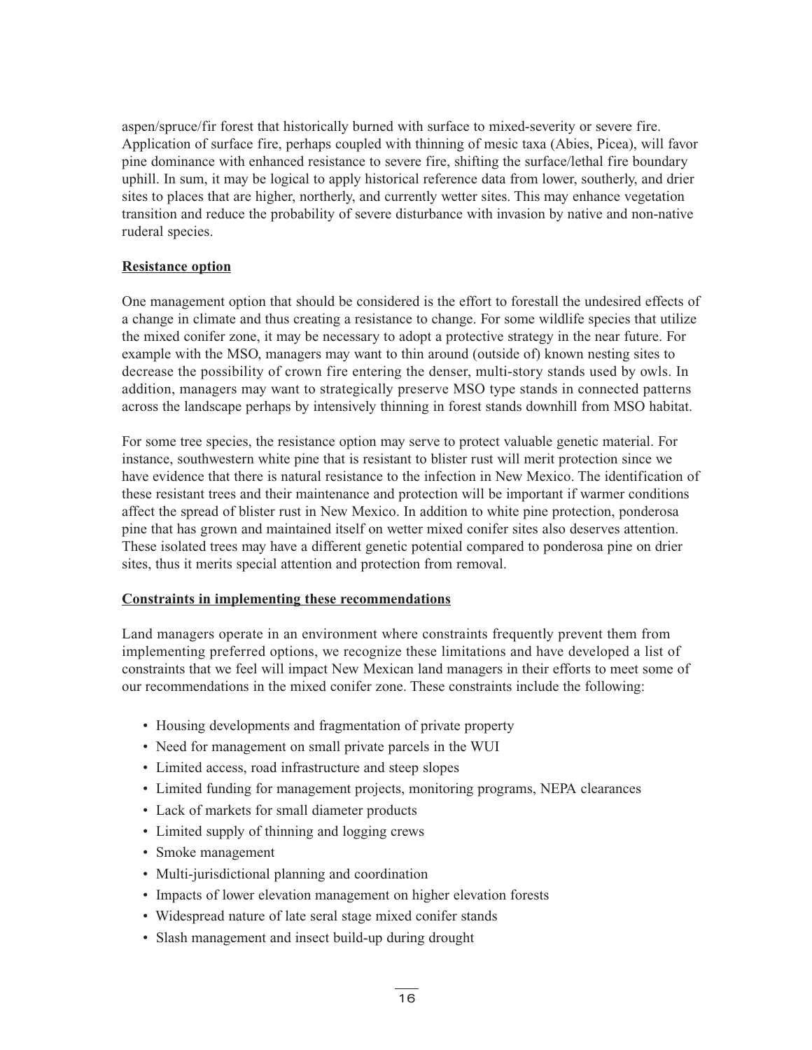aspen/spruce/fir forest that historically burned with surface to mixed-severity or severe fire. Application of surface fire, perhaps coupled with thinning of mesic taxa (Abies, Picea), will favor pine dominance with enhanced resistance to severe fire, shifting the surface/lethal fire boundary uphill. In sum, it may be logical to apply historical reference data from lower, southerly, and drier sites to places that are higher, northerly, and currently wetter sites. This may enhance vegetation transition and reduce the probability of severe disturbance with invasion by native and non-native ruderal species.

**Resistance option**

One management option that should be considered is the effort to forestall the undesired effects of a change in climate and thus creating a resistance to change. For some wildlife species that utilize the mixed conifer zone, it may be necessary to adopt a protective strategy in the near future. For example with the MSO, managers may want to thin around (outside of) known nesting sites to decrease the possibility of crown fire entering the denser, multi-story stands used by owls. In addition, managers may want to strategically preserve MSO type stands in connected patterns across the landscape perhaps by intensively thinning in forest stands downhill from MSO habitat.

For some tree species, the resistance option may serve to protect valuable genetic material. For instance, southwestern white pine that is resistant to blister rust will merit protection since we have evidence that there is natural resistance to the infection in New Mexico. The identification of these resistant trees and their maintenance and protection will be important if warmer conditions affect the spread of blister rust in New Mexico. In addition to white pine protection, ponderosa pine that has grown and maintained itself on wetter mixed conifer sites also deserves attention. These isolated trees may have a different genetic potential compared to ponderosa pine on drier sites, thus it merits special attention and protection from removal.

**Constraints in implementing these recommendations**

Land managers operate in an environment where constraints frequently prevent them from implementing preferred options, we recognize these limitations and have developed a list of constraints that we feel will impact New Mexican land managers in their efforts to meet some of our recommendations in the mixed conifer zone. These constraints include the following:

- Housing developments and fragmentation of private property
- Need for management on small private parcels in the WUI
- Limited access, road infrastructure and steep slopes
- Limited funding for management projects, monitoring programs, NEPA clearances
- Lack of markets for small diameter products
- Limited supply of thinning and logging crews
- Smoke management
- Multi-jurisdictional planning and coordination
- Impacts of lower elevation management on higher elevation forests
- Widespread nature of late seral stage mixed conifer stands
- Slash management and insect build-up during drought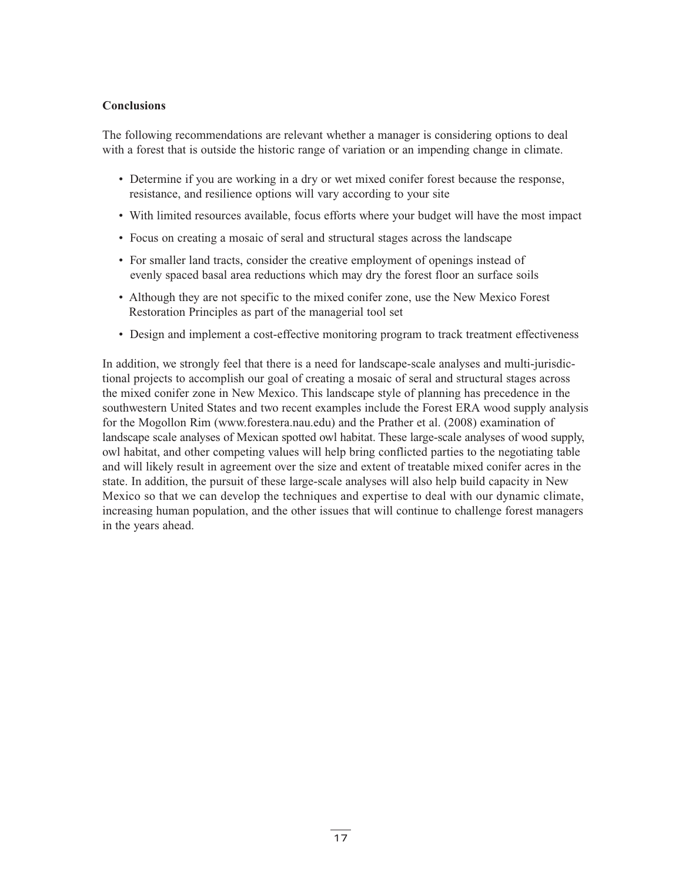**Conclusions**

The following recommendations are relevant whether a manager is considering options to deal with a forest that is outside the historic range of variation or an impending change in climate.

- Determine if you are working in a dry or wet mixed conifer forest because the response, resistance, and resilience options will vary according to your site
- With limited resources available, focus efforts where your budget will have the most impact
- Focus on creating a mosaic of seral and structural stages across the landscape
- For smaller land tracts, consider the creative employment of openings instead of evenly spaced basal area reductions which may dry the forest floor an surface soils
- Although they are not specific to the mixed conifer zone, use the New Mexico Forest Restoration Principles as part of the managerial tool set
- Design and implement a cost-effective monitoring program to track treatment effectiveness

In addition, we strongly feel that there is a need for landscape-scale analyses and multi-jurisdictional projects to accomplish our goal of creating a mosaic of seral and structural stages across the mixed conifer zone in New Mexico. This landscape style of planning has precedence in the southwestern United States and two recent examples include the Forest ERA wood supply analysis for the Mogollon Rim (www.forestera.nau.edu) and the Prather et al. (2008) examination of landscape scale analyses of Mexican spotted owl habitat. These large-scale analyses of wood supply, owl habitat, and other competing values will help bring conflicted parties to the negotiating table and will likely result in agreement over the size and extent of treatable mixed conifer acres in the state. In addition, the pursuit of these large-scale analyses will also help build capacity in New Mexico so that we can develop the techniques and expertise to deal with our dynamic climate, increasing human population, and the other issues that will continue to challenge forest managers in the years ahead.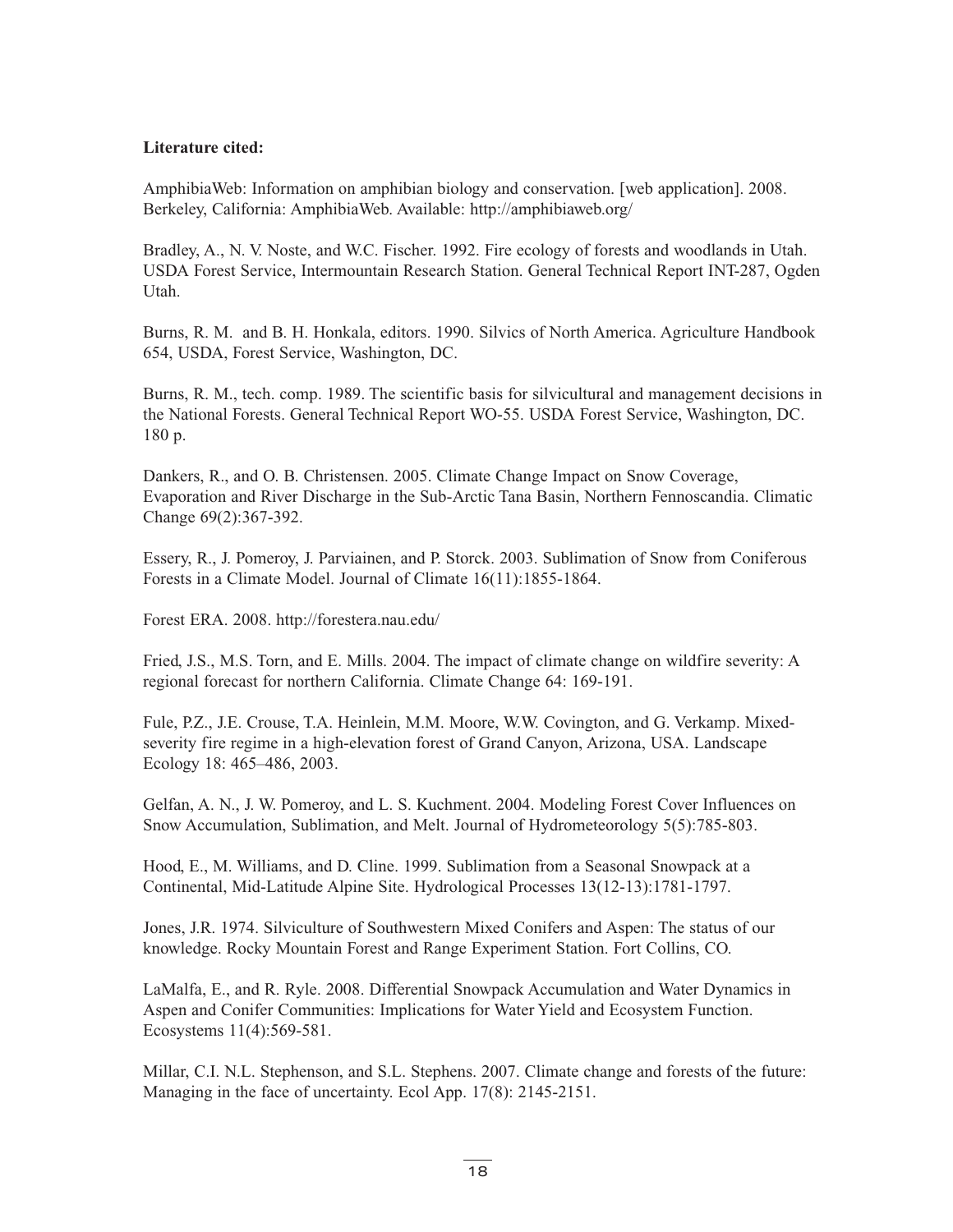**Literature cited:**

AmphibiaWeb: Information on amphibian biology and conservation. [web application]. 2008. Berkeley, California: AmphibiaWeb. Available: http://amphibiaweb.org/

Bradley, A., N. V. Noste, and W.C. Fischer. 1992. Fire ecology of forests and woodlands in Utah. USDA Forest Service, Intermountain Research Station. General Technical Report INT-287, Ogden Utah.

Burns, R. M. and B. H. Honkala, editors. 1990. Silvics of North America. Agriculture Handbook 654, USDA, Forest Service, Washington, DC.

Burns, R. M., tech. comp. 1989. The scientific basis for silvicultural and management decisions in the National Forests. General Technical Report WO-55. USDA Forest Service, Washington, DC. 180 p.

Dankers, R., and O. B. Christensen. 2005. Climate Change Impact on Snow Coverage, Evaporation and River Discharge in the Sub-Arctic Tana Basin, Northern Fennoscandia. Climatic Change 69(2):367-392.

Essery, R., J. Pomeroy, J. Parviainen, and P. Storck. 2003. Sublimation of Snow from Coniferous Forests in a Climate Model. Journal of Climate 16(11):1855-1864.

Forest ERA. 2008. http://forestera.nau.edu/

Fried, J.S., M.S. Torn, and E. Mills. 2004. The impact of climate change on wildfire severity: A regional forecast for northern California. Climate Change 64: 169-191.

Fule, P.Z., J.E. Crouse, T.A. Heinlein, M.M. Moore, W.W. Covington, and G. Verkamp. Mixed-severity fire regime in a high-elevation forest of Grand Canyon, Arizona, USA. Landscape Ecology 18: 465–486, 2003.

Gelfan, A. N., J. W. Pomeroy, and L. S. Kuchment. 2004. Modeling Forest Cover Influences on Snow Accumulation, Sublimation, and Melt. Journal of Hydrometeorology 5(5):785-803.

Hood, E., M. Williams, and D. Cline. 1999. Sublimation from a Seasonal Snowpack at a Continental, Mid-Latitude Alpine Site. Hydrological Processes 13(12-13):1781-1797.

Jones, J.R. 1974. Silviculture of Southwestern Mixed Conifers and Aspen: The status of our knowledge. Rocky Mountain Forest and Range Experiment Station. Fort Collins, CO.

LaMalfa, E., and R. Ryle. 2008. Differential Snowpack Accumulation and Water Dynamics in Aspen and Conifer Communities: Implications for Water Yield and Ecosystem Function. Ecosystems 11(4):569-581.

Millar, C.I. N.L. Stephenson, and S.L. Stephens. 2007. Climate change and forests of the future: Managing in the face of uncertainty. Ecol App. 17(8): 2145-2151.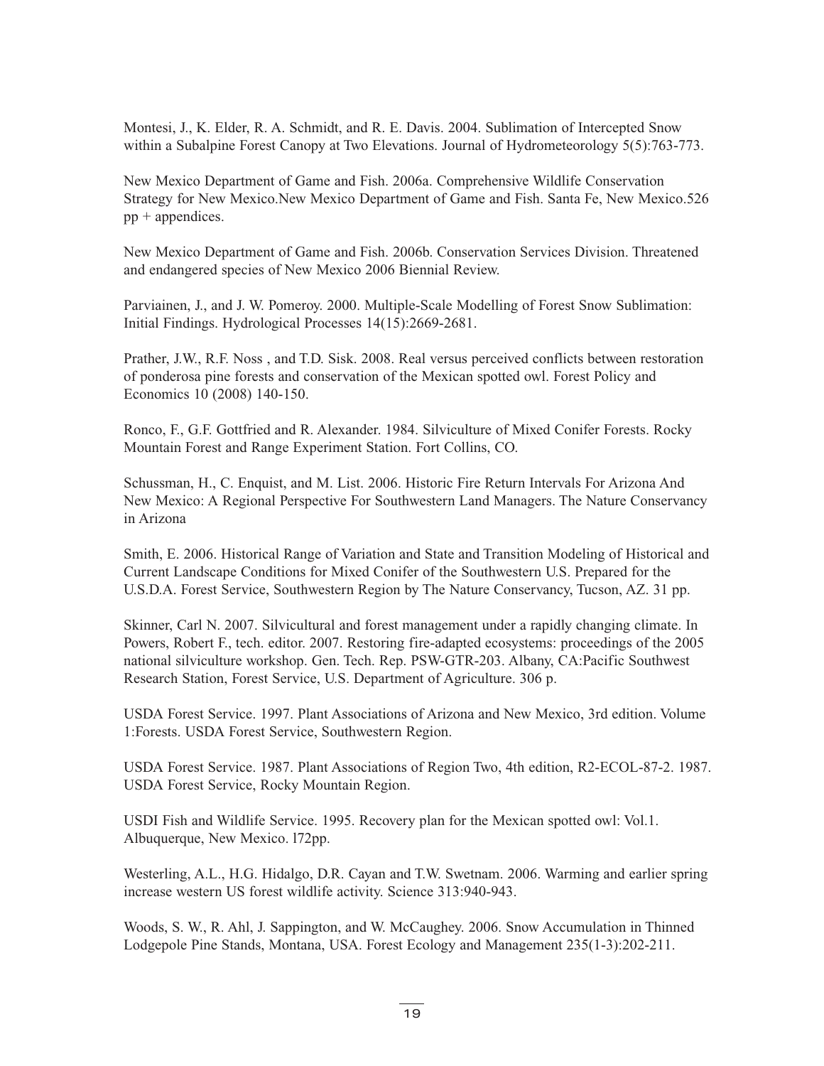Montesi, J., K. Elder, R. A. Schmidt, and R. E. Davis. 2004. Sublimation of Intercepted Snow within a Subalpine Forest Canopy at Two Elevations. Journal of Hydrometeorology 5(5):763-773.

New Mexico Department of Game and Fish. 2006a. Comprehensive Wildlife Conservation Strategy for New Mexico.New Mexico Department of Game and Fish. Santa Fe, New Mexico.526 pp + appendices.

New Mexico Department of Game and Fish. 2006b. Conservation Services Division. Threatened and endangered species of New Mexico 2006 Biennial Review.

Parviainen, J., and J. W. Pomeroy. 2000. Multiple-Scale Modelling of Forest Snow Sublimation: Initial Findings. Hydrological Processes 14(15):2669-2681.

Prather, J.W., R.F. Noss , and T.D. Sisk. 2008. Real versus perceived conflicts between restoration of ponderosa pine forests and conservation of the Mexican spotted owl. Forest Policy and Economics 10 (2008) 140-150.

Ronco, F., G.F. Gottfried and R. Alexander. 1984. Silviculture of Mixed Conifer Forests. Rocky Mountain Forest and Range Experiment Station. Fort Collins, CO.

Schussman, H., C. Enquist, and M. List. 2006. Historic Fire Return Intervals For Arizona And New Mexico: A Regional Perspective For Southwestern Land Managers. The Nature Conservancy in Arizona

Smith, E. 2006. Historical Range of Variation and State and Transition Modeling of Historical and Current Landscape Conditions for Mixed Conifer of the Southwestern U.S. Prepared for the U.S.D.A. Forest Service, Southwestern Region by The Nature Conservancy, Tucson, AZ. 31 pp.

Skinner, Carl N. 2007. Silvicultural and forest management under a rapidly changing climate. In Powers, Robert F., tech. editor. 2007. Restoring fire-adapted ecosystems: proceedings of the 2005 national silviculture workshop. Gen. Tech. Rep. PSW-GTR-203. Albany, CA:Pacific Southwest Research Station, Forest Service, U.S. Department of Agriculture. 306 p.

USDA Forest Service. 1997. Plant Associations of Arizona and New Mexico, 3rd edition. Volume 1:Forests. USDA Forest Service, Southwestern Region.

USDA Forest Service. 1987. Plant Associations of Region Two, 4th edition, R2-ECOL-87-2. 1987. USDA Forest Service, Rocky Mountain Region.

USDI Fish and Wildlife Service. 1995. Recovery plan for the Mexican spotted owl: Vol.1. Albuquerque, New Mexico. l72pp.

Westerling, A.L., H.G. Hidalgo, D.R. Cayan and T.W. Swetnam. 2006. Warming and earlier spring increase western US forest wildlife activity. Science 313:940-943.

Woods, S. W., R. Ahl, J. Sappington, and W. McCaughey. 2006. Snow Accumulation in Thinned Lodgepole Pine Stands, Montana, USA. Forest Ecology and Management 235(1-3):202-211.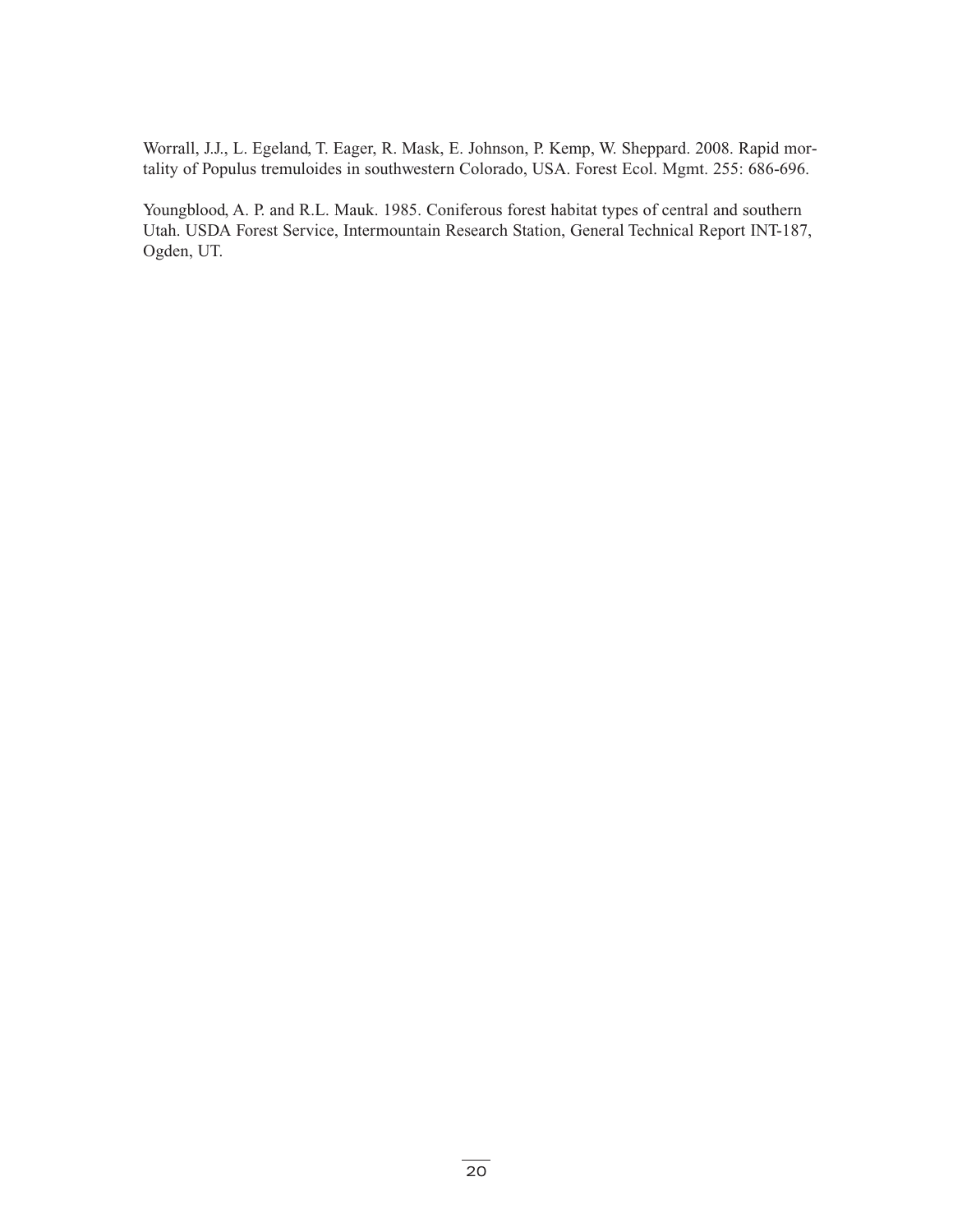Worrall, J.J., L. Egeland, T. Eager, R. Mask, E. Johnson, P. Kemp, W. Sheppard. 2008. Rapid mortality of Populus tremuloides in southwestern Colorado, USA. Forest Ecol. Mgmt. 255: 686-696.

Youngblood, A. P. and R.L. Mauk. 1985. Coniferous forest habitat types of central and southern Utah. USDA Forest Service, Intermountain Research Station, General Technical Report INT-187, Ogden, UT.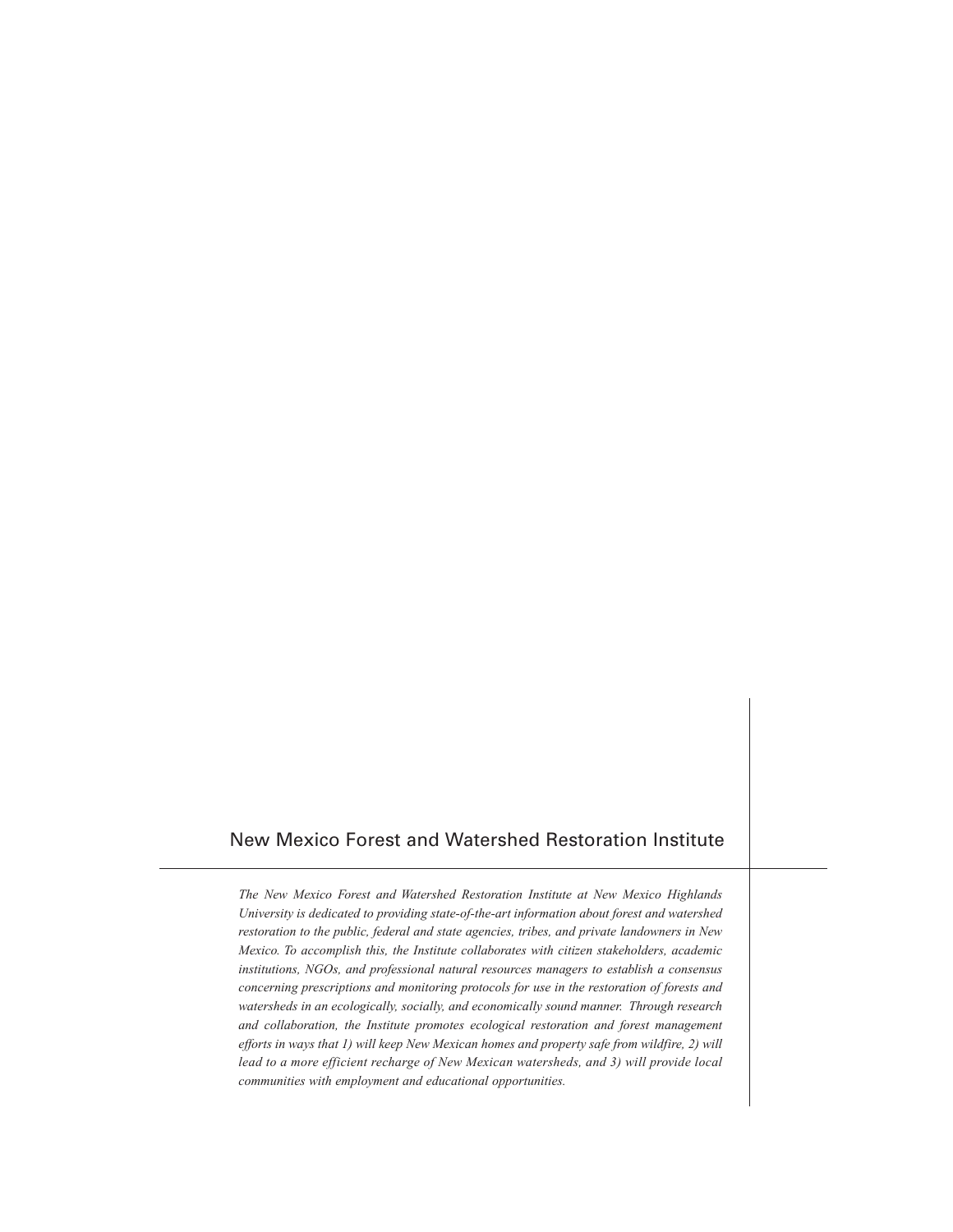## New Mexico Forest and Watershed Restoration Institute

*The New Mexico Forest and Watershed Restoration Institute at New Mexico Highlands University is dedicated to providing state-of-the-art information about forest and watershed restoration to the public, federal and state agencies, tribes, and private landowners in New Mexico. To accomplish this, the Institute collaborates with citizen stakeholders, academic institutions, NGOs, and professional natural resources managers to establish a consensus concerning prescriptions and monitoring protocols for use in the restoration of forests and watersheds in an ecologically, socially, and economically sound manner. Through research and collaboration, the Institute promotes ecological restoration and forest management efforts in ways that 1) will keep New Mexican homes and property safe from wildfire, 2) will lead to a more efficient recharge of New Mexican watersheds, and 3) will provide local communities with employment and educational opportunities.*